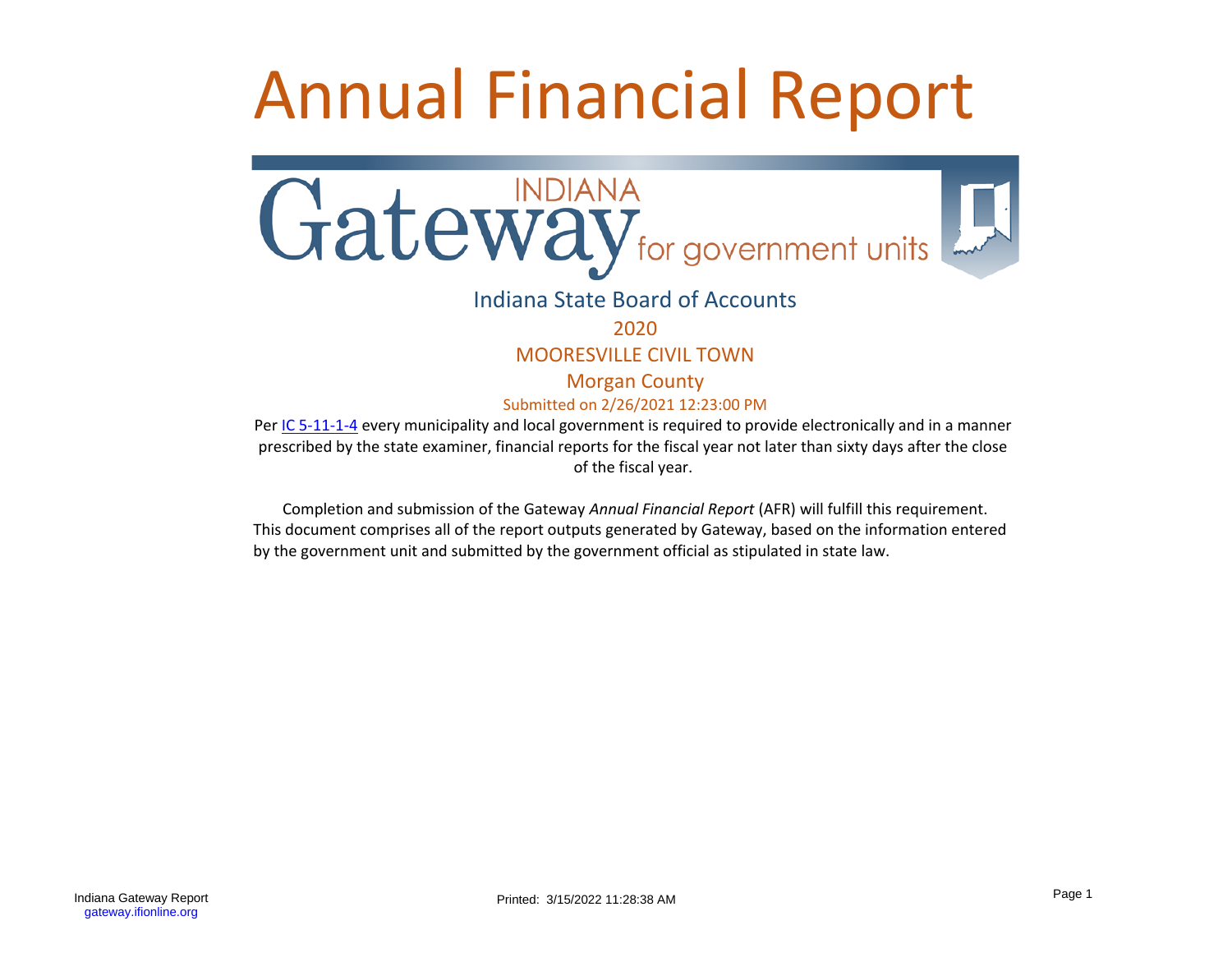# Annual Financial Report

INDIANA Gateway for government units

Indiana State Board of Accounts

2020

MOORESVILLE CIVIL TOWN

Morgan County

Submitted on 2/26/2021 12:23:00 PM

Per IC 5-11-1-4 every municipality and local government is required to provide electronically and in a manner prescribed by the state examiner, financial reports for the fiscal year not later than sixty days after the close of the fiscal year.

Completion and submission of the Gateway *Annual Financial Report* (AFR) will fulfill this requirement. This document comprises all of the report outputs generated by Gateway, based on the information entered by the government unit and submitted by the government official as stipulated in state law.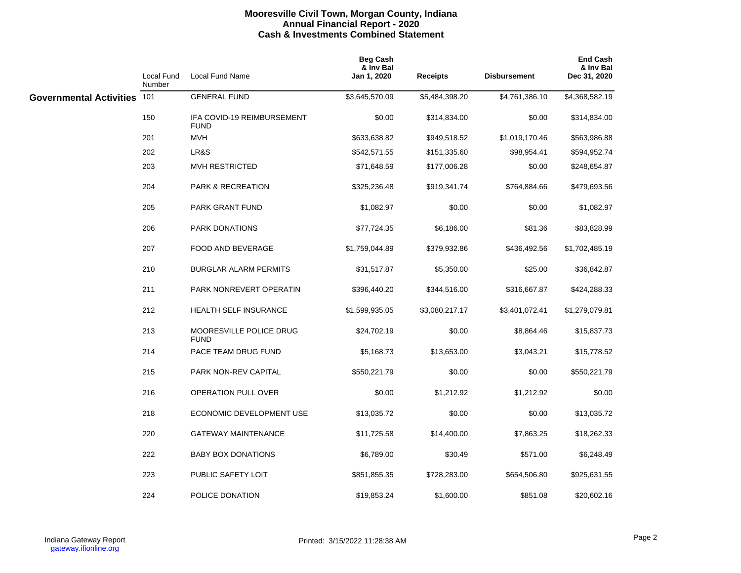# Mooresville Civil Town, Morgan County, Indiana
## Annual Financial Report - 2020
## Cash & Investments Combined Statement

| | Local Fund Number | Local Fund Name | Beg Cash & Inv Bal Jan 1, 2020 | Receipts | Disbursement | End Cash & Inv Bal Dec 31, 2020 |
|---|---|---|---|---|---|---|
| **Governmental Activities** | 101 | GENERAL FUND | $3,645,570.09 | $5,484,398.20 | $4,761,386.10 | $4,368,582.19 |
| | 150 | IFA COVID-19 REIMBURSEMENT FUND | $0.00 | $314,834.00 | $0.00 | $314,834.00 |
| | 201 | MVH | $633,638.82 | $949,518.52 | $1,019,170.46 | $563,986.88 |
| | 202 | LR&S | $542,571.55 | $151,335.60 | $98,954.41 | $594,952.74 |
| | 203 | MVH RESTRICTED | $71,648.59 | $177,006.28 | $0.00 | $248,654.87 |
| | 204 | PARK & RECREATION | $325,236.48 | $919,341.74 | $764,884.66 | $479,693.56 |
| | 205 | PARK GRANT FUND | $1,082.97 | $0.00 | $0.00 | $1,082.97 |
| | 206 | PARK DONATIONS | $77,724.35 | $6,186.00 | $81.36 | $83,828.99 |
| | 207 | FOOD AND BEVERAGE | $1,759,044.89 | $379,932.86 | $436,492.56 | $1,702,485.19 |
| | 210 | BURGLAR ALARM PERMITS | $31,517.87 | $5,350.00 | $25.00 | $36,842.87 |
| | 211 | PARK NONREVERT OPERATIN | $396,440.20 | $344,516.00 | $316,667.87 | $424,288.33 |
| | 212 | HEALTH SELF INSURANCE | $1,599,935.05 | $3,080,217.17 | $3,401,072.41 | $1,279,079.81 |
| | 213 | MOORESVILLE POLICE DRUG FUND | $24,702.19 | $0.00 | $8,864.46 | $15,837.73 |
| | 214 | PACE TEAM DRUG FUND | $5,168.73 | $13,653.00 | $3,043.21 | $15,778.52 |
| | 215 | PARK NON-REV CAPITAL | $550,221.79 | $0.00 | $0.00 | $550,221.79 |
| | 216 | OPERATION PULL OVER | $0.00 | $1,212.92 | $1,212.92 | $0.00 |
| | 218 | ECONOMIC DEVELOPMENT USE | $13,035.72 | $0.00 | $0.00 | $13,035.72 |
| | 220 | GATEWAY MAINTENANCE | $11,725.58 | $14,400.00 | $7,863.25 | $18,262.33 |
| | 222 | BABY BOX DONATIONS | $6,789.00 | $30.49 | $571.00 | $6,248.49 |
| | 223 | PUBLIC SAFETY LOIT | $851,855.35 | $728,283.00 | $654,506.80 | $925,631.55 |
| | 224 | POLICE DONATION | $19,853.24 | $1,600.00 | $851.08 | $20,602.16 |

Indiana Gateway Report
gateway.ifionline.org

Printed: 3/15/2022 11:28:38 AM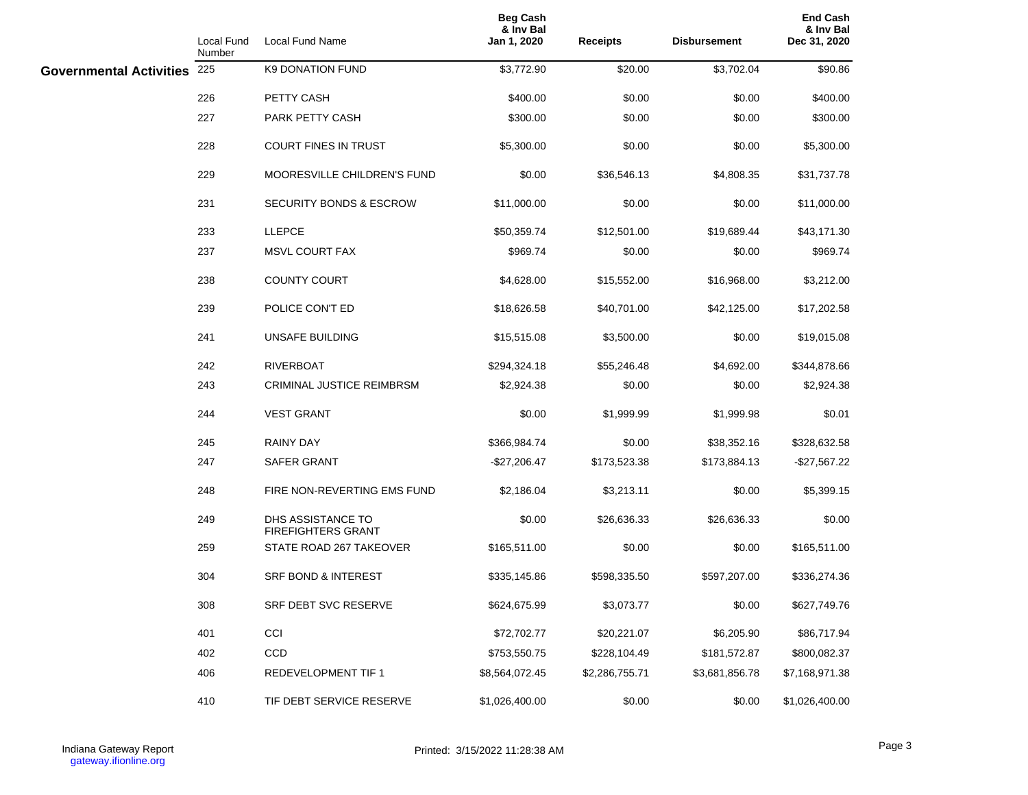| | Local Fund Number | Local Fund Name | Beg Cash & Inv Bal Jan 1, 2020 | Receipts | Disbursement | End Cash & Inv Bal Dec 31, 2020 |
|---|---|---|---|---|---|---|
| **Governmental Activities** | 225 | K9 DONATION FUND | $3,772.90 | $20.00 | $3,702.04 | $90.86 |
| | 226 | PETTY CASH | $400.00 | $0.00 | $0.00 | $400.00 |
| | 227 | PARK PETTY CASH | $300.00 | $0.00 | $0.00 | $300.00 |
| | 228 | COURT FINES IN TRUST | $5,300.00 | $0.00 | $0.00 | $5,300.00 |
| | 229 | MOORESVILLE CHILDREN'S FUND | $0.00 | $36,546.13 | $4,808.35 | $31,737.78 |
| | 231 | SECURITY BONDS & ESCROW | $11,000.00 | $0.00 | $0.00 | $11,000.00 |
| | 233 | LLEPCE | $50,359.74 | $12,501.00 | $19,689.44 | $43,171.30 |
| | 237 | MSVL COURT FAX | $969.74 | $0.00 | $0.00 | $969.74 |
| | 238 | COUNTY COURT | $4,628.00 | $15,552.00 | $16,968.00 | $3,212.00 |
| | 239 | POLICE CON'T ED | $18,626.58 | $40,701.00 | $42,125.00 | $17,202.58 |
| | 241 | UNSAFE BUILDING | $15,515.08 | $3,500.00 | $0.00 | $19,015.08 |
| | 242 | RIVERBOAT | $294,324.18 | $55,246.48 | $4,692.00 | $344,878.66 |
| | 243 | CRIMINAL JUSTICE REIMBRSM | $2,924.38 | $0.00 | $0.00 | $2,924.38 |
| | 244 | VEST GRANT | $0.00 | $1,999.99 | $1,999.98 | $0.01 |
| | 245 | RAINY DAY | $366,984.74 | $0.00 | $38,352.16 | $328,632.58 |
| | 247 | SAFER GRANT | -$27,206.47 | $173,523.38 | $173,884.13 | -$27,567.22 |
| | 248 | FIRE NON-REVERTING EMS FUND | $2,186.04 | $3,213.11 | $0.00 | $5,399.15 |
| | 249 | DHS ASSISTANCE TO FIREFIGHTERS GRANT | $0.00 | $26,636.33 | $26,636.33 | $0.00 |
| | 259 | STATE ROAD 267 TAKEOVER | $165,511.00 | $0.00 | $0.00 | $165,511.00 |
| | 304 | SRF BOND & INTEREST | $335,145.86 | $598,335.50 | $597,207.00 | $336,274.36 |
| | 308 | SRF DEBT SVC RESERVE | $624,675.99 | $3,073.77 | $0.00 | $627,749.76 |
| | 401 | CCI | $72,702.77 | $20,221.07 | $6,205.90 | $86,717.94 |
| | 402 | CCD | $753,550.75 | $228,104.49 | $181,572.87 | $800,082.37 |
| | 406 | REDEVELOPMENT TIF 1 | $8,564,072.45 | $2,286,755.71 | $3,681,856.78 | $7,168,971.38 |
| | 410 | TIF DEBT SERVICE RESERVE | $1,026,400.00 | $0.00 | $0.00 | $1,026,400.00 |

Indiana Gateway Report
gateway.ifionline.org

Printed: 3/15/2022 11:28:38 AM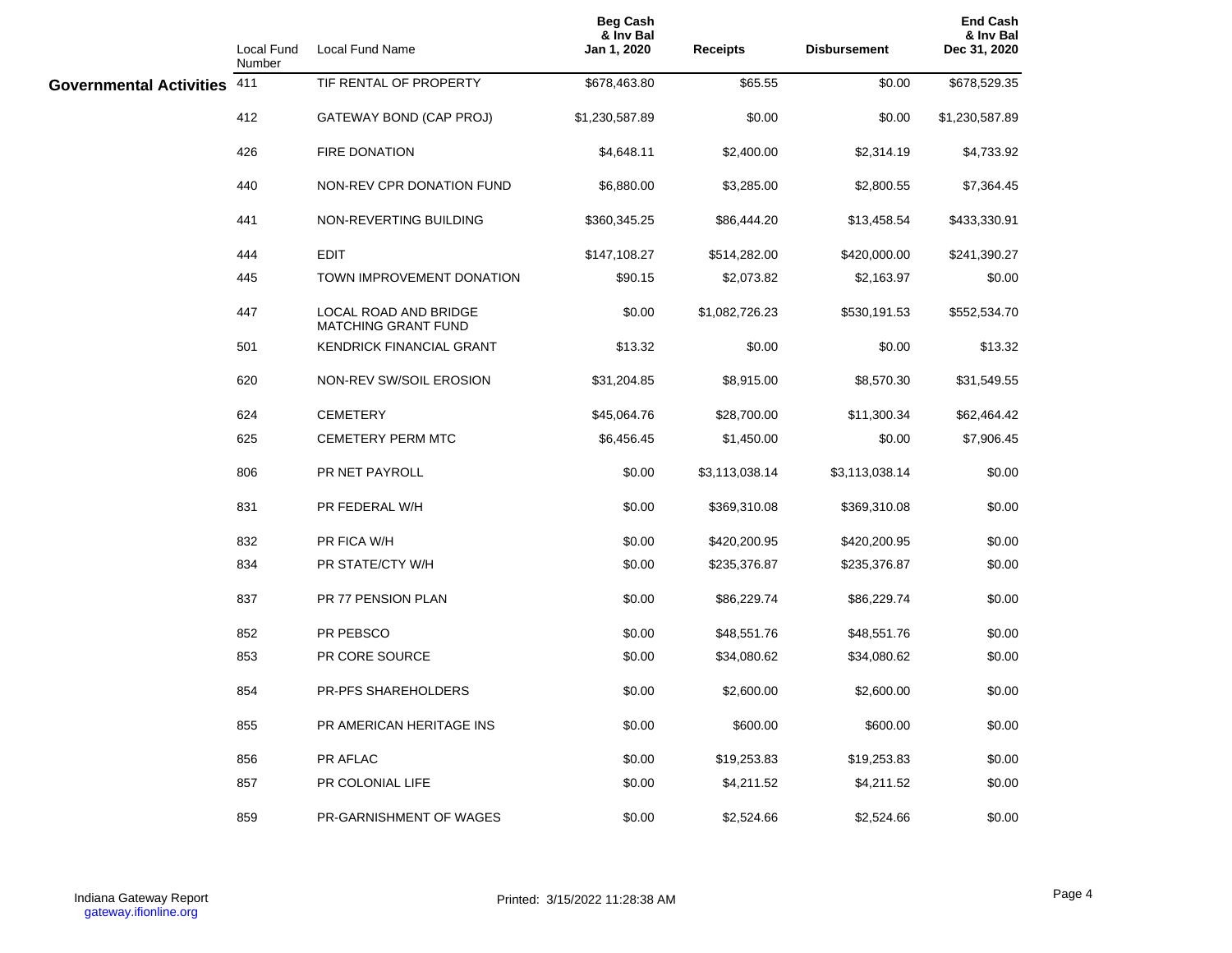| | Local Fund Number | Local Fund Name | Beg Cash & Inv Bal Jan 1, 2020 | Receipts | Disbursement | End Cash & Inv Bal Dec 31, 2020 |
|---|---|---|---|---|---|---|
| **Governmental Activities** | 411 | TIF RENTAL OF PROPERTY | $678,463.80 | $65.55 | $0.00 | $678,529.35 |
| | 412 | GATEWAY BOND (CAP PROJ) | $1,230,587.89 | $0.00 | $0.00 | $1,230,587.89 |
| | 426 | FIRE DONATION | $4,648.11 | $2,400.00 | $2,314.19 | $4,733.92 |
| | 440 | NON-REV CPR DONATION FUND | $6,880.00 | $3,285.00 | $2,800.55 | $7,364.45 |
| | 441 | NON-REVERTING BUILDING | $360,345.25 | $86,444.20 | $13,458.54 | $433,330.91 |
| | 444 | EDIT | $147,108.27 | $514,282.00 | $420,000.00 | $241,390.27 |
| | 445 | TOWN IMPROVEMENT DONATION | $90.15 | $2,073.82 | $2,163.97 | $0.00 |
| | 447 | LOCAL ROAD AND BRIDGE MATCHING GRANT FUND | $0.00 | $1,082,726.23 | $530,191.53 | $552,534.70 |
| | 501 | KENDRICK FINANCIAL GRANT | $13.32 | $0.00 | $0.00 | $13.32 |
| | 620 | NON-REV SW/SOIL EROSION | $31,204.85 | $8,915.00 | $8,570.30 | $31,549.55 |
| | 624 | CEMETERY | $45,064.76 | $28,700.00 | $11,300.34 | $62,464.42 |
| | 625 | CEMETERY PERM MTC | $6,456.45 | $1,450.00 | $0.00 | $7,906.45 |
| | 806 | PR NET PAYROLL | $0.00 | $3,113,038.14 | $3,113,038.14 | $0.00 |
| | 831 | PR FEDERAL W/H | $0.00 | $369,310.08 | $369,310.08 | $0.00 |
| | 832 | PR FICA W/H | $0.00 | $420,200.95 | $420,200.95 | $0.00 |
| | 834 | PR STATE/CTY W/H | $0.00 | $235,376.87 | $235,376.87 | $0.00 |
| | 837 | PR 77 PENSION PLAN | $0.00 | $86,229.74 | $86,229.74 | $0.00 |
| | 852 | PR PEBSCO | $0.00 | $48,551.76 | $48,551.76 | $0.00 |
| | 853 | PR CORE SOURCE | $0.00 | $34,080.62 | $34,080.62 | $0.00 |
| | 854 | PR-PFS SHAREHOLDERS | $0.00 | $2,600.00 | $2,600.00 | $0.00 |
| | 855 | PR AMERICAN HERITAGE INS | $0.00 | $600.00 | $600.00 | $0.00 |
| | 856 | PR AFLAC | $0.00 | $19,253.83 | $19,253.83 | $0.00 |
| | 857 | PR COLONIAL LIFE | $0.00 | $4,211.52 | $4,211.52 | $0.00 |
| | 859 | PR-GARNISHMENT OF WAGES | $0.00 | $2,524.66 | $2,524.66 | $0.00 |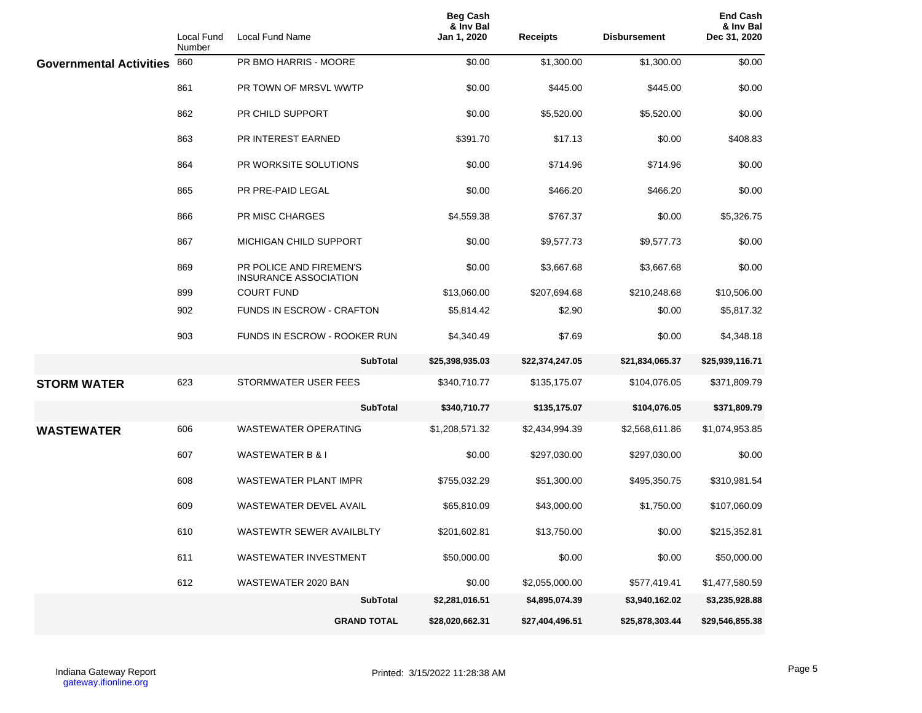| | Local Fund Number | Local Fund Name | Beg Cash & Inv Bal Jan 1, 2020 | Receipts | Disbursement | End Cash & Inv Bal Dec 31, 2020 |
|---|---|---|---|---|---|---|
| **Governmental Activities** | 860 | PR BMO HARRIS - MOORE | $0.00 | $1,300.00 | $1,300.00 | $0.00 |
| | 861 | PR TOWN OF MRSVL WWTP | $0.00 | $445.00 | $445.00 | $0.00 |
| | 862 | PR CHILD SUPPORT | $0.00 | $5,520.00 | $5,520.00 | $0.00 |
| | 863 | PR INTEREST EARNED | $391.70 | $17.13 | $0.00 | $408.83 |
| | 864 | PR WORKSITE SOLUTIONS | $0.00 | $714.96 | $714.96 | $0.00 |
| | 865 | PR PRE-PAID LEGAL | $0.00 | $466.20 | $466.20 | $0.00 |
| | 866 | PR MISC CHARGES | $4,559.38 | $767.37 | $0.00 | $5,326.75 |
| | 867 | MICHIGAN CHILD SUPPORT | $0.00 | $9,577.73 | $9,577.73 | $0.00 |
| | 869 | PR POLICE AND FIREMEN'S INSURANCE ASSOCIATION | $0.00 | $3,667.68 | $3,667.68 | $0.00 |
| | 899 | COURT FUND | $13,060.00 | $207,694.68 | $210,248.68 | $10,506.00 |
| | 902 | FUNDS IN ESCROW - CRAFTON | $5,814.42 | $2.90 | $0.00 | $5,817.32 |
| | 903 | FUNDS IN ESCROW - ROOKER RUN | $4,340.49 | $7.69 | $0.00 | $4,348.18 |
| | | **SubTotal** | **$25,398,935.03** | **$22,374,247.05** | **$21,834,065.37** | **$25,939,116.71** |
| **STORM WATER** | 623 | STORMWATER USER FEES | $340,710.77 | $135,175.07 | $104,076.05 | $371,809.79 |
| | | **SubTotal** | **$340,710.77** | **$135,175.07** | **$104,076.05** | **$371,809.79** |
| **WASTEWATER** | 606 | WASTEWATER OPERATING | $1,208,571.32 | $2,434,994.39 | $2,568,611.86 | $1,074,953.85 |
| | 607 | WASTEWATER B & I | $0.00 | $297,030.00 | $297,030.00 | $0.00 |
| | 608 | WASTEWATER PLANT IMPR | $755,032.29 | $51,300.00 | $495,350.75 | $310,981.54 |
| | 609 | WASTEWATER DEVEL AVAIL | $65,810.09 | $43,000.00 | $1,750.00 | $107,060.09 |
| | 610 | WASTEWTR SEWER AVAILBLTY | $201,602.81 | $13,750.00 | $0.00 | $215,352.81 |
| | 611 | WASTEWATER INVESTMENT | $50,000.00 | $0.00 | $0.00 | $50,000.00 |
| | 612 | WASTEWATER 2020 BAN | $0.00 | $2,055,000.00 | $577,419.41 | $1,477,580.59 |
| | | **SubTotal** | **$2,281,016.51** | **$4,895,074.39** | **$3,940,162.02** | **$3,235,928.88** |
| | | **GRAND TOTAL** | **$28,020,662.31** | **$27,404,496.51** | **$25,878,303.44** | **$29,546,855.38** |

Indiana Gateway Report
gateway.ifionline.org

Printed: 3/15/2022 11:28:38 AM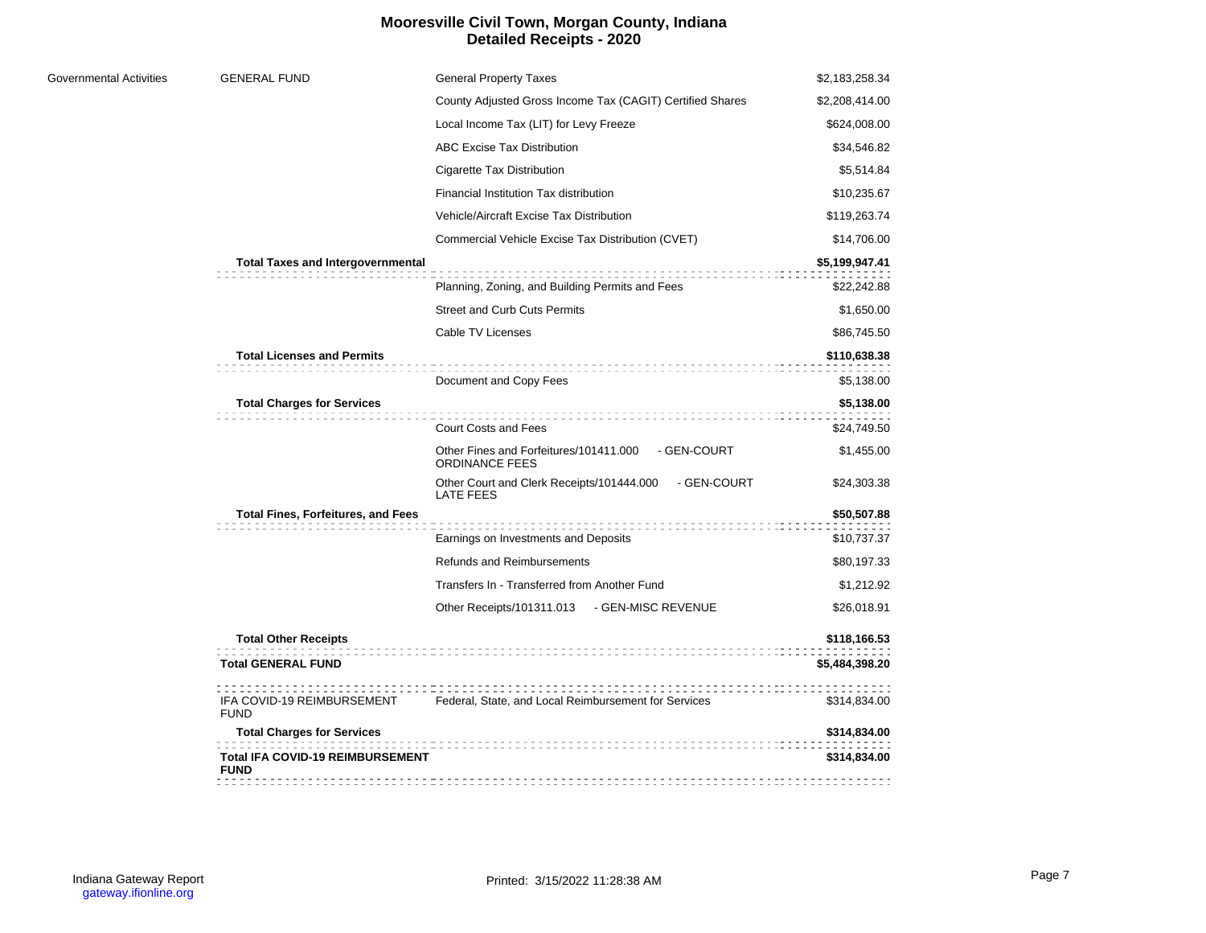# Mooresville Civil Town, Morgan County, Indiana
## Detailed Receipts - 2020

| | | | |
|---|---|---|---|
| Governmental Activities | GENERAL FUND | General Property Taxes | $2,183,258.34 |
| | | County Adjusted Gross Income Tax (CAGIT) Certified Shares | $2,208,414.00 |
| | | Local Income Tax (LIT) for Levy Freeze | $624,008.00 |
| | | ABC Excise Tax Distribution | $34,546.82 |
| | | Cigarette Tax Distribution | $5,514.84 |
| | | Financial Institution Tax distribution | $10,235.67 |
| | | Vehicle/Aircraft Excise Tax Distribution | $119,263.74 |
| | | Commercial Vehicle Excise Tax Distribution (CVET) | $14,706.00 |
| | **Total Taxes and Intergovernmental** | | **$5,199,947.41** |
| | | Planning, Zoning, and Building Permits and Fees | $22,242.88 |
| | | Street and Curb Cuts Permits | $1,650.00 |
| | | Cable TV Licenses | $86,745.50 |
| | **Total Licenses and Permits** | | **$110,638.38** |
| | | Document and Copy Fees | $5,138.00 |
| | **Total Charges for Services** | | **$5,138.00** |
| | | Court Costs and Fees | $24,749.50 |
| | | Other Fines and Forfeitures/101411.000 - GEN-COURT ORDINANCE FEES | $1,455.00 |
| | | Other Court and Clerk Receipts/101444.000 - GEN-COURT LATE FEES | $24,303.38 |
| | **Total Fines, Forfeitures, and Fees** | | **$50,507.88** |
| | | Earnings on Investments and Deposits | $10,737.37 |
| | | Refunds and Reimbursements | $80,197.33 |
| | | Transfers In - Transferred from Another Fund | $1,212.92 |
| | | Other Receipts/101311.013 - GEN-MISC REVENUE | $26,018.91 |
| | **Total Other Receipts** | | **$118,166.53** |
| | **Total GENERAL FUND** | | **$5,484,398.20** |
| | IFA COVID-19 REIMBURSEMENT FUND | Federal, State, and Local Reimbursement for Services | $314,834.00 |
| | **Total Charges for Services** | | **$314,834.00** |
| | **Total IFA COVID-19 REIMBURSEMENT FUND** | | **$314,834.00** |

Indiana Gateway Report
gateway.ifionline.org

Printed: 3/15/2022 11:28:38 AM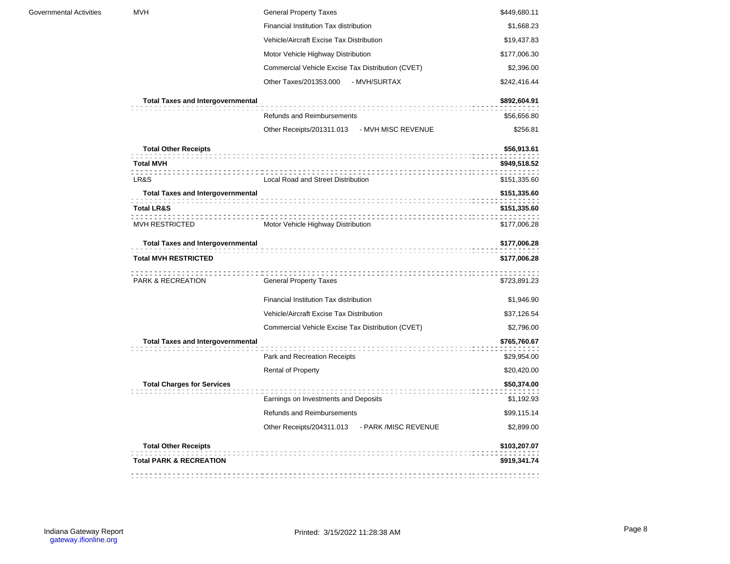| | | | |
|---|---|---|---|
| Governmental Activities | MVH | General Property Taxes | $449,680.11 |
| | | Financial Institution Tax distribution | $1,668.23 |
| | | Vehicle/Aircraft Excise Tax Distribution | $19,437.83 |
| | | Motor Vehicle Highway Distribution | $177,006.30 |
| | | Commercial Vehicle Excise Tax Distribution (CVET) | $2,396.00 |
| | | Other Taxes/201353.000 - MVH/SURTAX | $242,416.44 |
| | **Total Taxes and Intergovernmental** | | **$892,604.91** |
| | | Refunds and Reimbursements | $56,656.80 |
| | | Other Receipts/201311.013 - MVH MISC REVENUE | $256.81 |
| | **Total Other Receipts** | | **$56,913.61** |
| | **Total MVH** | | **$949,518.52** |
| | LR&S | Local Road and Street Distribution | $151,335.60 |
| | **Total Taxes and Intergovernmental** | | **$151,335.60** |
| | **Total LR&S** | | **$151,335.60** |
| | MVH RESTRICTED | Motor Vehicle Highway Distribution | $177,006.28 |
| | **Total Taxes and Intergovernmental** | | **$177,006.28** |
| | **Total MVH RESTRICTED** | | **$177,006.28** |
| | PARK & RECREATION | General Property Taxes | $723,891.23 |
| | | Financial Institution Tax distribution | $1,946.90 |
| | | Vehicle/Aircraft Excise Tax Distribution | $37,126.54 |
| | | Commercial Vehicle Excise Tax Distribution (CVET) | $2,796.00 |
| | **Total Taxes and Intergovernmental** | | **$765,760.67** |
| | | Park and Recreation Receipts | $29,954.00 |
| | | Rental of Property | $20,420.00 |
| | **Total Charges for Services** | | **$50,374.00** |
| | | Earnings on Investments and Deposits | $1,192.93 |
| | | Refunds and Reimbursements | $99,115.14 |
| | | Other Receipts/204311.013 - PARK /MISC REVENUE | $2,899.00 |
| | **Total Other Receipts** | | **$103,207.07** |
| | **Total PARK & RECREATION** | | **$919,341.74** |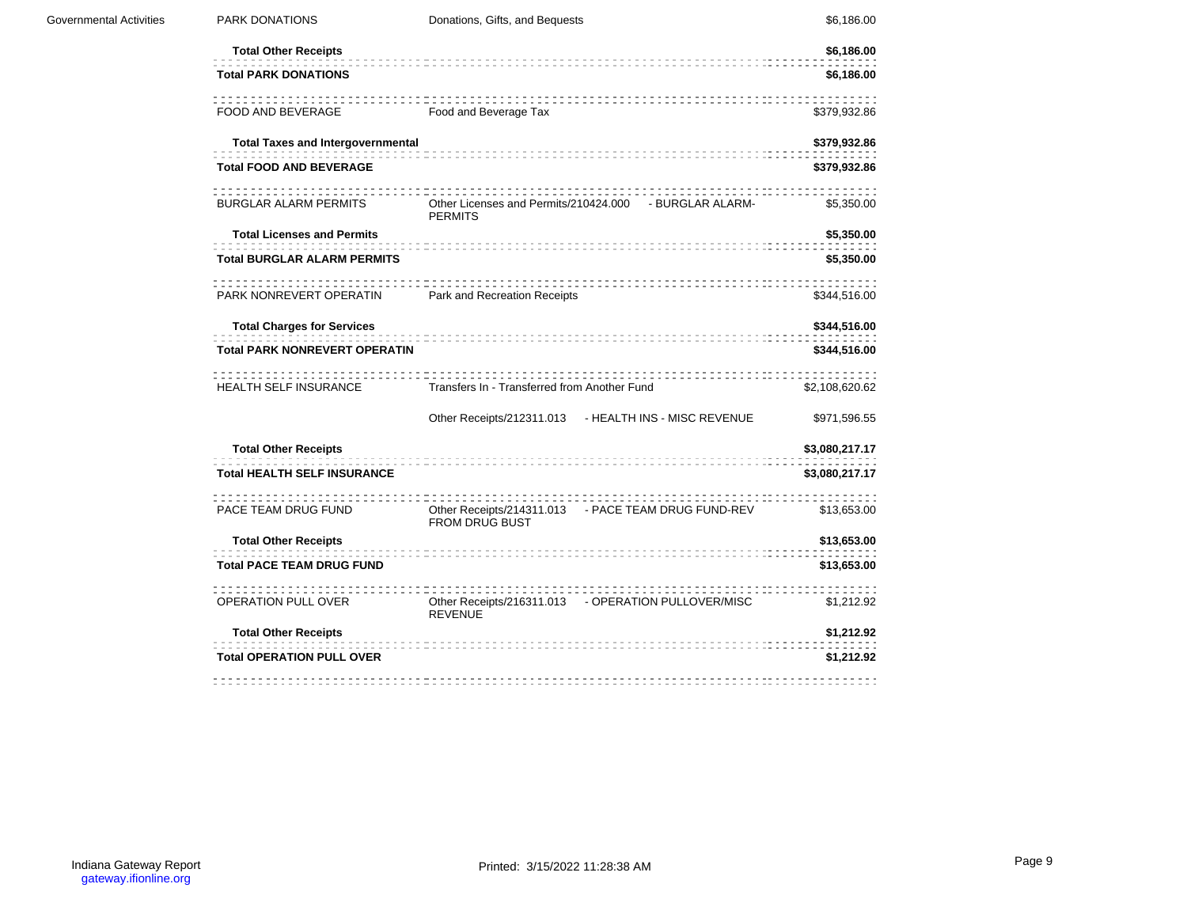| | | | |
|---|---|---|---|
| Governmental Activities | PARK DONATIONS | Donations, Gifts, and Bequests | $6,186.00 |
| | **Total Other Receipts** | | **$6,186.00** |
| | **Total PARK DONATIONS** | | **$6,186.00** |
| | FOOD AND BEVERAGE | Food and Beverage Tax | $379,932.86 |
| | **Total Taxes and Intergovernmental** | | **$379,932.86** |
| | **Total FOOD AND BEVERAGE** | | **$379,932.86** |
| | BURGLAR ALARM PERMITS | Other Licenses and Permits/210424.000 - BURGLAR ALARM-PERMITS | $5,350.00 |
| | **Total Licenses and Permits** | | **$5,350.00** |
| | **Total BURGLAR ALARM PERMITS** | | **$5,350.00** |
| | PARK NONREVERT OPERATIN | Park and Recreation Receipts | $344,516.00 |
| | **Total Charges for Services** | | **$344,516.00** |
| | **Total PARK NONREVERT OPERATIN** | | **$344,516.00** |
| | HEALTH SELF INSURANCE | Transfers In - Transferred from Another Fund | $2,108,620.62 |
| | | Other Receipts/212311.013 - HEALTH INS - MISC REVENUE | $971,596.55 |
| | **Total Other Receipts** | | **$3,080,217.17** |
| | **Total HEALTH SELF INSURANCE** | | **$3,080,217.17** |
| | PACE TEAM DRUG FUND | Other Receipts/214311.013 - PACE TEAM DRUG FUND-REV FROM DRUG BUST | $13,653.00 |
| | **Total Other Receipts** | | **$13,653.00** |
| | **Total PACE TEAM DRUG FUND** | | **$13,653.00** |
| | OPERATION PULL OVER | Other Receipts/216311.013 - OPERATION PULLOVER/MISC REVENUE | $1,212.92 |
| | **Total Other Receipts** | | **$1,212.92** |
| | **Total OPERATION PULL OVER** | | **$1,212.92** |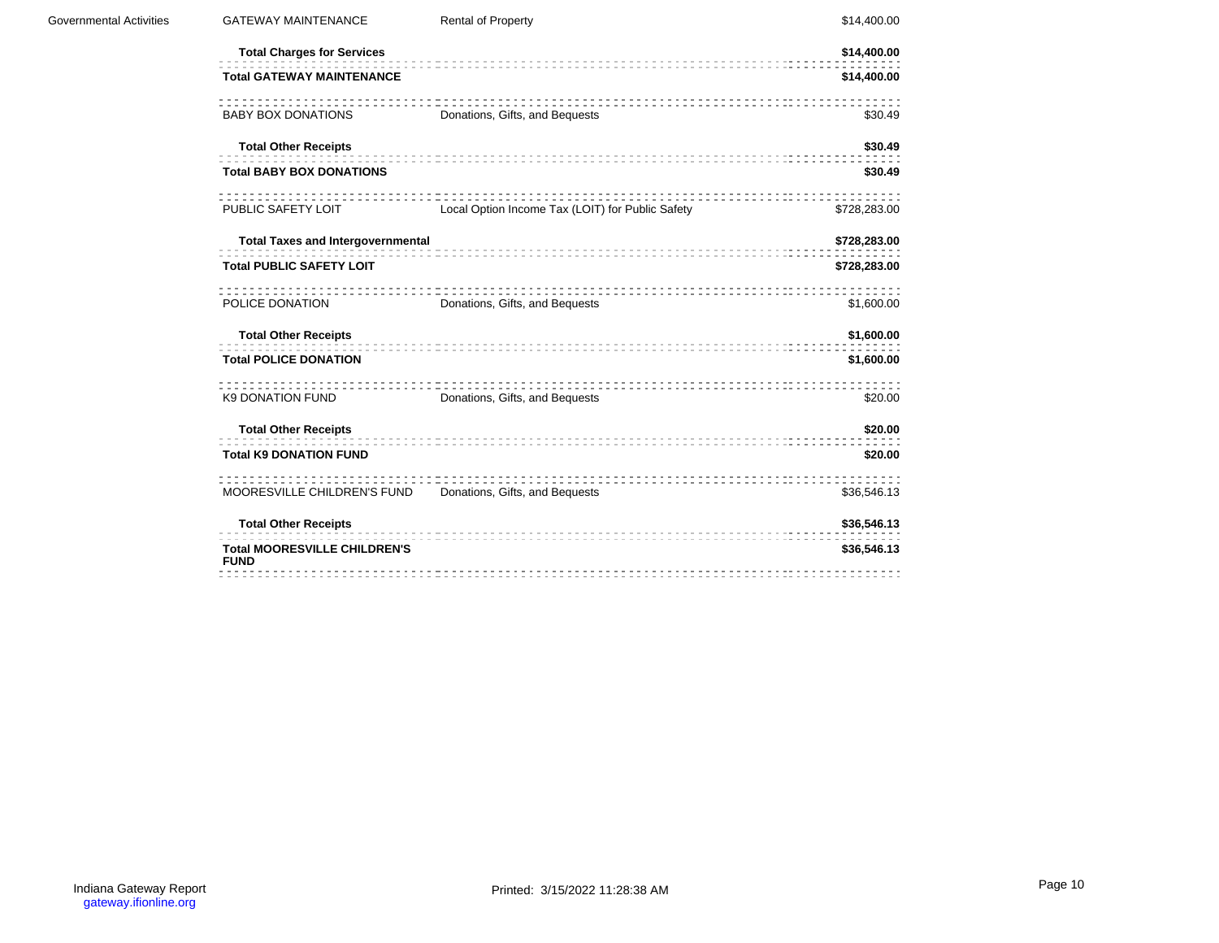| | | | |
|---|---|---|---|
| Governmental Activities | GATEWAY MAINTENANCE | Rental of Property | $14,400.00 |
| | **Total Charges for Services** | | **$14,400.00** |
| | **Total GATEWAY MAINTENANCE** | | **$14,400.00** |
| | BABY BOX DONATIONS | Donations, Gifts, and Bequests | $30.49 |
| | **Total Other Receipts** | | **$30.49** |
| | **Total BABY BOX DONATIONS** | | **$30.49** |
| | PUBLIC SAFETY LOIT | Local Option Income Tax (LOIT) for Public Safety | $728,283.00 |
| | **Total Taxes and Intergovernmental** | | **$728,283.00** |
| | **Total PUBLIC SAFETY LOIT** | | **$728,283.00** |
| | POLICE DONATION | Donations, Gifts, and Bequests | $1,600.00 |
| | **Total Other Receipts** | | **$1,600.00** |
| | **Total POLICE DONATION** | | **$1,600.00** |
| | K9 DONATION FUND | Donations, Gifts, and Bequests | $20.00 |
| | **Total Other Receipts** | | **$20.00** |
| | **Total K9 DONATION FUND** | | **$20.00** |
| | MOORESVILLE CHILDREN'S FUND | Donations, Gifts, and Bequests | $36,546.13 |
| | **Total Other Receipts** | | **$36,546.13** |
| | **Total MOORESVILLE CHILDREN'S FUND** | | **$36,546.13** |

Indiana Gateway Report
gateway.ifionline.org

Printed: 3/15/2022 11:28:38 AM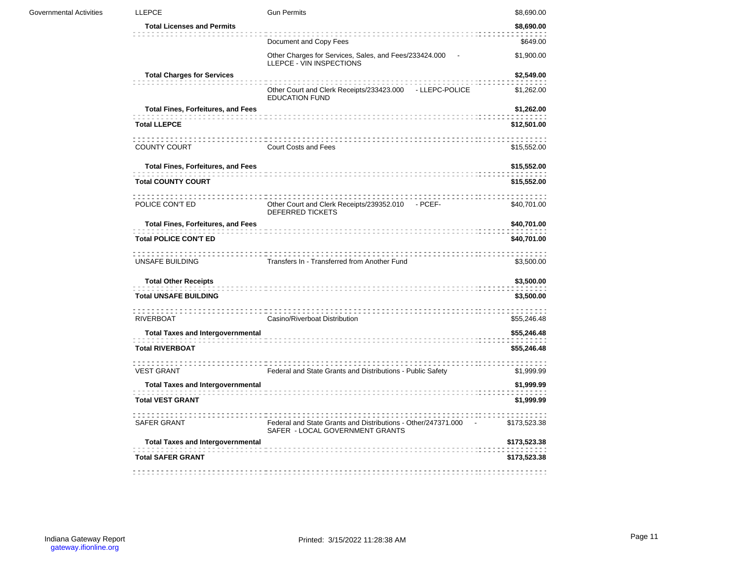| | | | |
|---|---|---|---|
| Governmental Activities | LLEPCE | Gun Permits | $8,690.00 |
| | **Total Licenses and Permits** | | **$8,690.00** |
| | | Document and Copy Fees | $649.00 |
| | | Other Charges for Services, Sales, and Fees/233424.000 - LLEPCE - VIN INSPECTIONS | $1,900.00 |
| | **Total Charges for Services** | | **$2,549.00** |
| | | Other Court and Clerk Receipts/233423.000 - LLEPC-POLICE EDUCATION FUND | $1,262.00 |
| | **Total Fines, Forfeitures, and Fees** | | **$1,262.00** |
| | **Total LLEPCE** | | **$12,501.00** |
| | COUNTY COURT | Court Costs and Fees | $15,552.00 |
| | **Total Fines, Forfeitures, and Fees** | | **$15,552.00** |
| | **Total COUNTY COURT** | | **$15,552.00** |
| | POLICE CON'T ED | Other Court and Clerk Receipts/239352.010 - PCEF- DEFERRED TICKETS | $40,701.00 |
| | **Total Fines, Forfeitures, and Fees** | | **$40,701.00** |
| | **Total POLICE CON'T ED** | | **$40,701.00** |
| | UNSAFE BUILDING | Transfers In - Transferred from Another Fund | $3,500.00 |
| | **Total Other Receipts** | | **$3,500.00** |
| | **Total UNSAFE BUILDING** | | **$3,500.00** |
| | RIVERBOAT | Casino/Riverboat Distribution | $55,246.48 |
| | **Total Taxes and Intergovernmental** | | **$55,246.48** |
| | **Total RIVERBOAT** | | **$55,246.48** |
| | VEST GRANT | Federal and State Grants and Distributions - Public Safety | $1,999.99 |
| | **Total Taxes and Intergovernmental** | | **$1,999.99** |
| | **Total VEST GRANT** | | **$1,999.99** |
| | SAFER GRANT | Federal and State Grants and Distributions - Other/247371.000 - SAFER - LOCAL GOVERNMENT GRANTS | $173,523.38 |
| | **Total Taxes and Intergovernmental** | | **$173,523.38** |
| | **Total SAFER GRANT** | | **$173,523.38** |

Indiana Gateway Report
gateway.ifionline.org

Printed: 3/15/2022 11:28:38 AM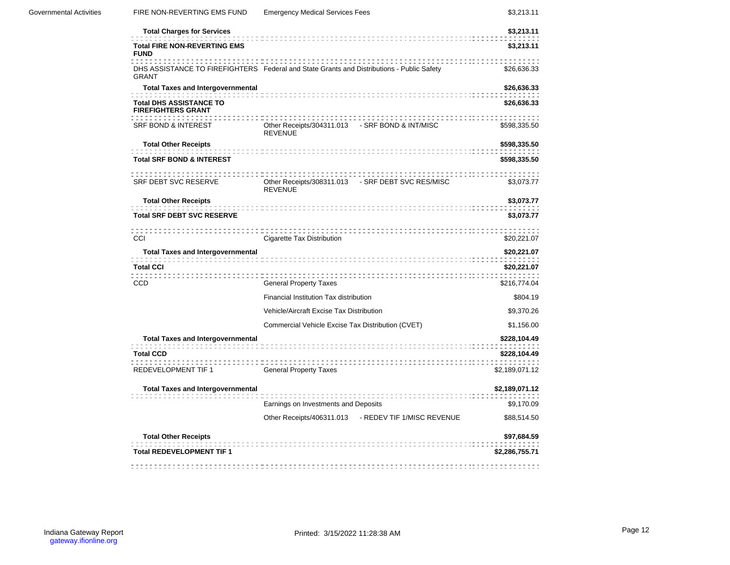| | | | |
|---|---|---|---|
| Governmental Activities | FIRE NON-REVERTING EMS FUND | Emergency Medical Services Fees | $3,213.11 |
| | **Total Charges for Services** | | **$3,213.11** |
| | **Total FIRE NON-REVERTING EMS FUND** | | **$3,213.11** |
| | DHS ASSISTANCE TO FIREFIGHTERS GRANT | Federal and State Grants and Distributions - Public Safety | $26,636.33 |
| | **Total Taxes and Intergovernmental** | | **$26,636.33** |
| | **Total DHS ASSISTANCE TO FIREFIGHTERS GRANT** | | **$26,636.33** |
| | SRF BOND & INTEREST | Other Receipts/304311.013 - SRF BOND & INT/MISC REVENUE | $598,335.50 |
| | **Total Other Receipts** | | **$598,335.50** |
| | **Total SRF BOND & INTEREST** | | **$598,335.50** |
| | SRF DEBT SVC RESERVE | Other Receipts/308311.013 - SRF DEBT SVC RES/MISC REVENUE | $3,073.77 |
| | **Total Other Receipts** | | **$3,073.77** |
| | **Total SRF DEBT SVC RESERVE** | | **$3,073.77** |
| | CCI | Cigarette Tax Distribution | $20,221.07 |
| | **Total Taxes and Intergovernmental** | | **$20,221.07** |
| | **Total CCI** | | **$20,221.07** |
| | CCD | General Property Taxes | $216,774.04 |
| | | Financial Institution Tax distribution | $804.19 |
| | | Vehicle/Aircraft Excise Tax Distribution | $9,370.26 |
| | | Commercial Vehicle Excise Tax Distribution (CVET) | $1,156.00 |
| | **Total Taxes and Intergovernmental** | | **$228,104.49** |
| | **Total CCD** | | **$228,104.49** |
| | REDEVELOPMENT TIF 1 | General Property Taxes | $2,189,071.12 |
| | **Total Taxes and Intergovernmental** | | **$2,189,071.12** |
| | | Earnings on Investments and Deposits | $9,170.09 |
| | | Other Receipts/406311.013 - REDEV TIF 1/MISC REVENUE | $88,514.50 |
| | **Total Other Receipts** | | **$97,684.59** |
| | **Total REDEVELOPMENT TIF 1** | | **$2,286,755.71** |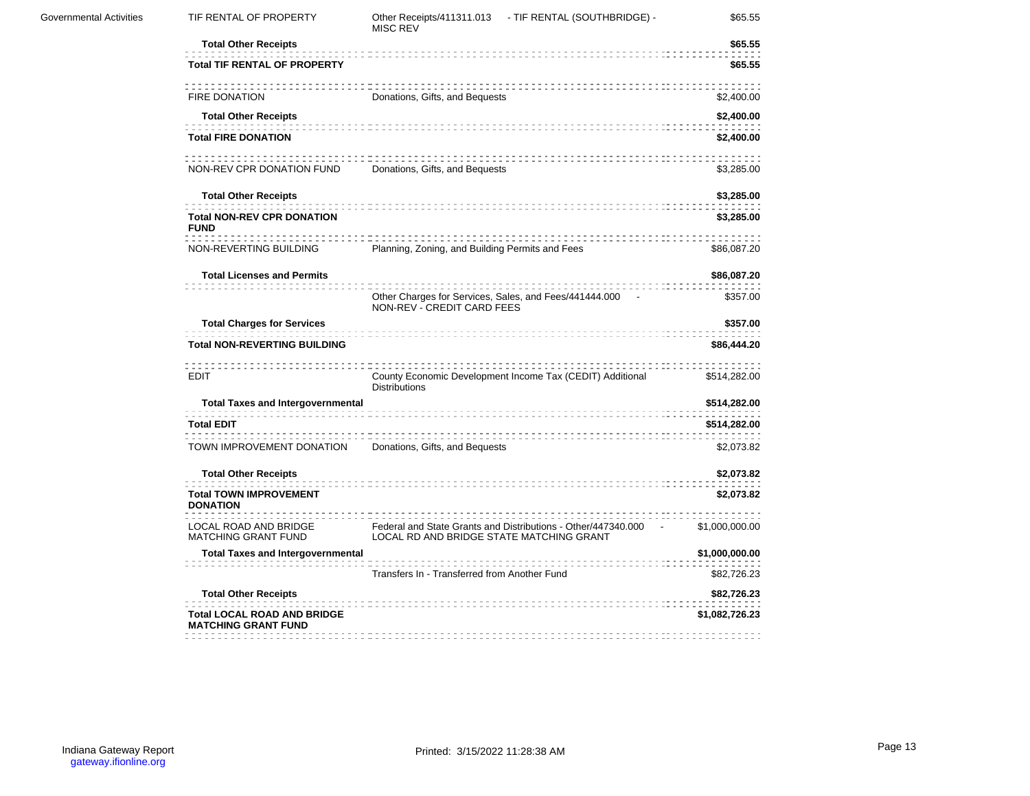| | | | |
|---|---|---|---|
| Governmental Activities | TIF RENTAL OF PROPERTY | Other Receipts/411311.013 - TIF RENTAL (SOUTHBRIDGE) - MISC REV | $65.55 |
| | **Total Other Receipts** | | **$65.55** |
| | **Total TIF RENTAL OF PROPERTY** | | **$65.55** |
| | FIRE DONATION | Donations, Gifts, and Bequests | $2,400.00 |
| | **Total Other Receipts** | | **$2,400.00** |
| | **Total FIRE DONATION** | | **$2,400.00** |
| | NON-REV CPR DONATION FUND | Donations, Gifts, and Bequests | $3,285.00 |
| | **Total Other Receipts** | | **$3,285.00** |
| | **Total NON-REV CPR DONATION FUND** | | **$3,285.00** |
| | NON-REVERTING BUILDING | Planning, Zoning, and Building Permits and Fees | $86,087.20 |
| | **Total Licenses and Permits** | | **$86,087.20** |
| | | Other Charges for Services, Sales, and Fees/441444.000 - NON-REV - CREDIT CARD FEES | $357.00 |
| | **Total Charges for Services** | | **$357.00** |
| | **Total NON-REVERTING BUILDING** | | **$86,444.20** |
| | EDIT | County Economic Development Income Tax (CEDIT) Additional Distributions | $514,282.00 |
| | **Total Taxes and Intergovernmental** | | **$514,282.00** |
| | **Total EDIT** | | **$514,282.00** |
| | TOWN IMPROVEMENT DONATION | Donations, Gifts, and Bequests | $2,073.82 |
| | **Total Other Receipts** | | **$2,073.82** |
| | **Total TOWN IMPROVEMENT DONATION** | | **$2,073.82** |
| | LOCAL ROAD AND BRIDGE MATCHING GRANT FUND | Federal and State Grants and Distributions - Other/447340.000 - LOCAL RD AND BRIDGE STATE MATCHING GRANT | $1,000,000.00 |
| | **Total Taxes and Intergovernmental** | | **$1,000,000.00** |
| | | Transfers In - Transferred from Another Fund | $82,726.23 |
| | **Total Other Receipts** | | **$82,726.23** |
| | **Total LOCAL ROAD AND BRIDGE MATCHING GRANT FUND** | | **$1,082,726.23** |

Indiana Gateway Report
gateway.ifionline.org

Printed: 3/15/2022 11:28:38 AM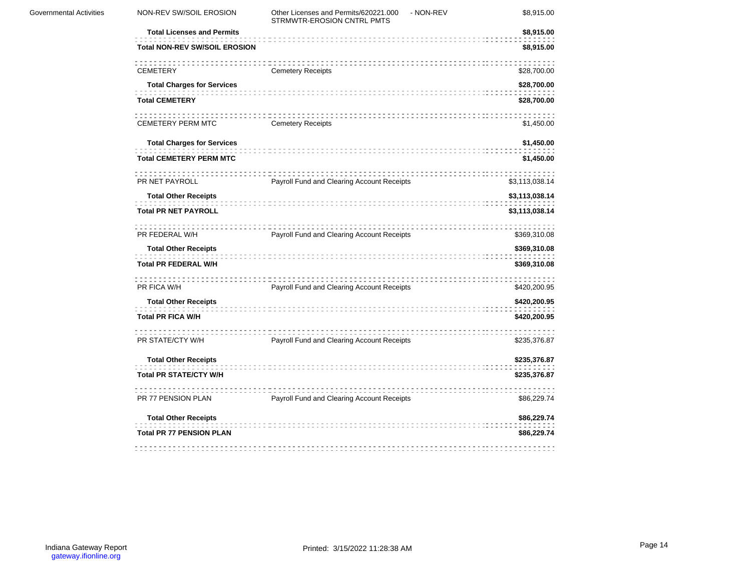| | | | |
|---|---|---|---|
| Governmental Activities | NON-REV SW/SOIL EROSION | Other Licenses and Permits/620221.000 - NON-REV STRMWTR-EROSION CNTRL PMTS | $8,915.00 |
| | **Total Licenses and Permits** | | **$8,915.00** |
| | **Total NON-REV SW/SOIL EROSION** | | **$8,915.00** |
| | CEMETERY | Cemetery Receipts | $28,700.00 |
| | **Total Charges for Services** | | **$28,700.00** |
| | **Total CEMETERY** | | **$28,700.00** |
| | CEMETERY PERM MTC | Cemetery Receipts | $1,450.00 |
| | **Total Charges for Services** | | **$1,450.00** |
| | **Total CEMETERY PERM MTC** | | **$1,450.00** |
| | PR NET PAYROLL | Payroll Fund and Clearing Account Receipts | $3,113,038.14 |
| | **Total Other Receipts** | | **$3,113,038.14** |
| | **Total PR NET PAYROLL** | | **$3,113,038.14** |
| | PR FEDERAL W/H | Payroll Fund and Clearing Account Receipts | $369,310.08 |
| | **Total Other Receipts** | | **$369,310.08** |
| | **Total PR FEDERAL W/H** | | **$369,310.08** |
| | PR FICA W/H | Payroll Fund and Clearing Account Receipts | $420,200.95 |
| | **Total Other Receipts** | | **$420,200.95** |
| | **Total PR FICA W/H** | | **$420,200.95** |
| | PR STATE/CTY W/H | Payroll Fund and Clearing Account Receipts | $235,376.87 |
| | **Total Other Receipts** | | **$235,376.87** |
| | **Total PR STATE/CTY W/H** | | **$235,376.87** |
| | PR 77 PENSION PLAN | Payroll Fund and Clearing Account Receipts | $86,229.74 |
| | **Total Other Receipts** | | **$86,229.74** |
| | **Total PR 77 PENSION PLAN** | | **$86,229.74** |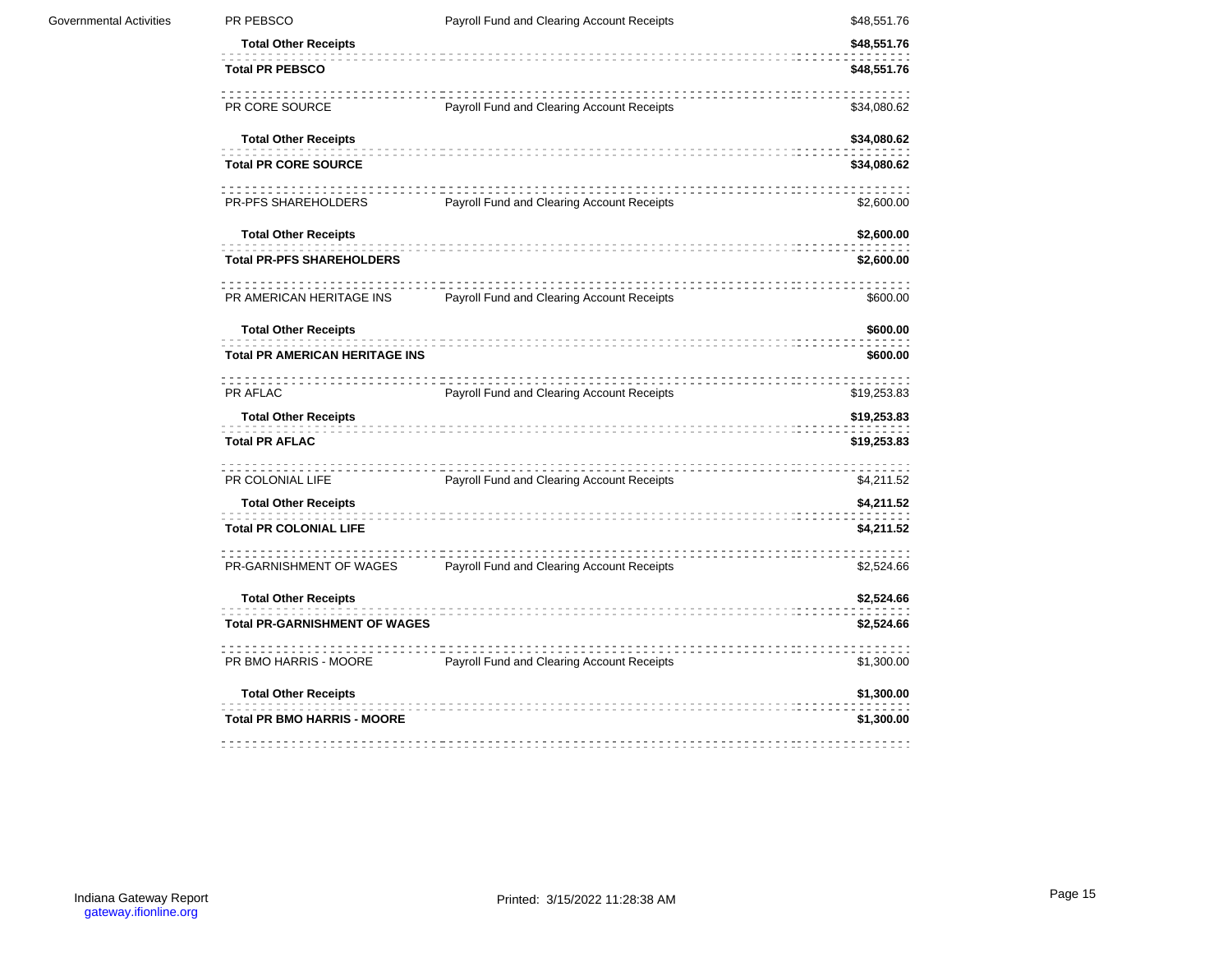| | | | |
|---|---|---|---|
| Governmental Activities | PR PEBSCO | Payroll Fund and Clearing Account Receipts | $48,551.76 |
| | **Total Other Receipts** | | **$48,551.76** |
| | **Total PR PEBSCO** | | **$48,551.76** |
| | PR CORE SOURCE | Payroll Fund and Clearing Account Receipts | $34,080.62 |
| | **Total Other Receipts** | | **$34,080.62** |
| | **Total PR CORE SOURCE** | | **$34,080.62** |
| | PR-PFS SHAREHOLDERS | Payroll Fund and Clearing Account Receipts | $2,600.00 |
| | **Total Other Receipts** | | **$2,600.00** |
| | **Total PR-PFS SHAREHOLDERS** | | **$2,600.00** |
| | PR AMERICAN HERITAGE INS | Payroll Fund and Clearing Account Receipts | $600.00 |
| | **Total Other Receipts** | | **$600.00** |
| | **Total PR AMERICAN HERITAGE INS** | | **$600.00** |
| | PR AFLAC | Payroll Fund and Clearing Account Receipts | $19,253.83 |
| | **Total Other Receipts** | | **$19,253.83** |
| | **Total PR AFLAC** | | **$19,253.83** |
| | PR COLONIAL LIFE | Payroll Fund and Clearing Account Receipts | $4,211.52 |
| | **Total Other Receipts** | | **$4,211.52** |
| | **Total PR COLONIAL LIFE** | | **$4,211.52** |
| | PR-GARNISHMENT OF WAGES | Payroll Fund and Clearing Account Receipts | $2,524.66 |
| | **Total Other Receipts** | | **$2,524.66** |
| | **Total PR-GARNISHMENT OF WAGES** | | **$2,524.66** |
| | PR BMO HARRIS - MOORE | Payroll Fund and Clearing Account Receipts | $1,300.00 |
| | **Total Other Receipts** | | **$1,300.00** |
| | **Total PR BMO HARRIS - MOORE** | | **$1,300.00** |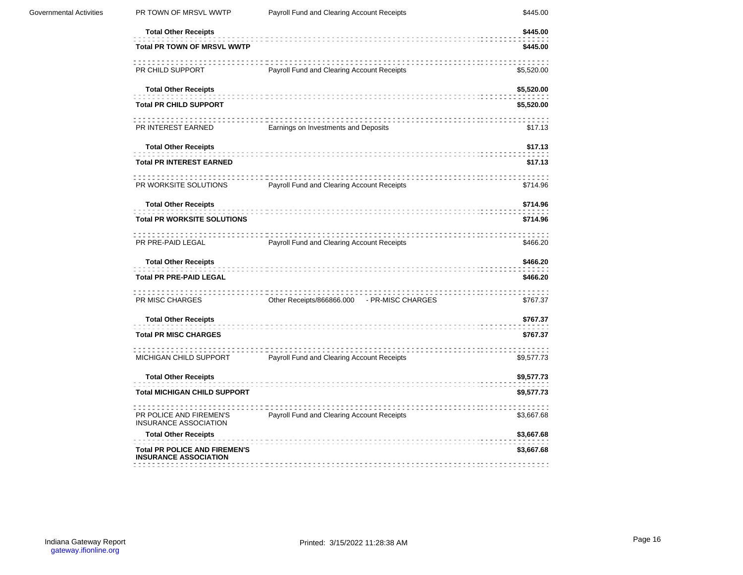| | | | |
|---|---|---|---|
| Governmental Activities | PR TOWN OF MRSVL WWTP | Payroll Fund and Clearing Account Receipts | $445.00 |
| | **Total Other Receipts** | | **$445.00** |
| | **Total PR TOWN OF MRSVL WWTP** | | **$445.00** |
| | PR CHILD SUPPORT | Payroll Fund and Clearing Account Receipts | $5,520.00 |
| | **Total Other Receipts** | | **$5,520.00** |
| | **Total PR CHILD SUPPORT** | | **$5,520.00** |
| | PR INTEREST EARNED | Earnings on Investments and Deposits | $17.13 |
| | **Total Other Receipts** | | **$17.13** |
| | **Total PR INTEREST EARNED** | | **$17.13** |
| | PR WORKSITE SOLUTIONS | Payroll Fund and Clearing Account Receipts | $714.96 |
| | **Total Other Receipts** | | **$714.96** |
| | **Total PR WORKSITE SOLUTIONS** | | **$714.96** |
| | PR PRE-PAID LEGAL | Payroll Fund and Clearing Account Receipts | $466.20 |
| | **Total Other Receipts** | | **$466.20** |
| | **Total PR PRE-PAID LEGAL** | | **$466.20** |
| | PR MISC CHARGES | Other Receipts/866866.000 - PR-MISC CHARGES | $767.37 |
| | **Total Other Receipts** | | **$767.37** |
| | **Total PR MISC CHARGES** | | **$767.37** |
| | MICHIGAN CHILD SUPPORT | Payroll Fund and Clearing Account Receipts | $9,577.73 |
| | **Total Other Receipts** | | **$9,577.73** |
| | **Total MICHIGAN CHILD SUPPORT** | | **$9,577.73** |
| | PR POLICE AND FIREMEN'S INSURANCE ASSOCIATION | Payroll Fund and Clearing Account Receipts | $3,667.68 |
| | **Total Other Receipts** | | **$3,667.68** |
| | **Total PR POLICE AND FIREMEN'S INSURANCE ASSOCIATION** | | **$3,667.68** |

Indiana Gateway Report
gateway.ifionline.org

Printed: 3/15/2022 11:28:38 AM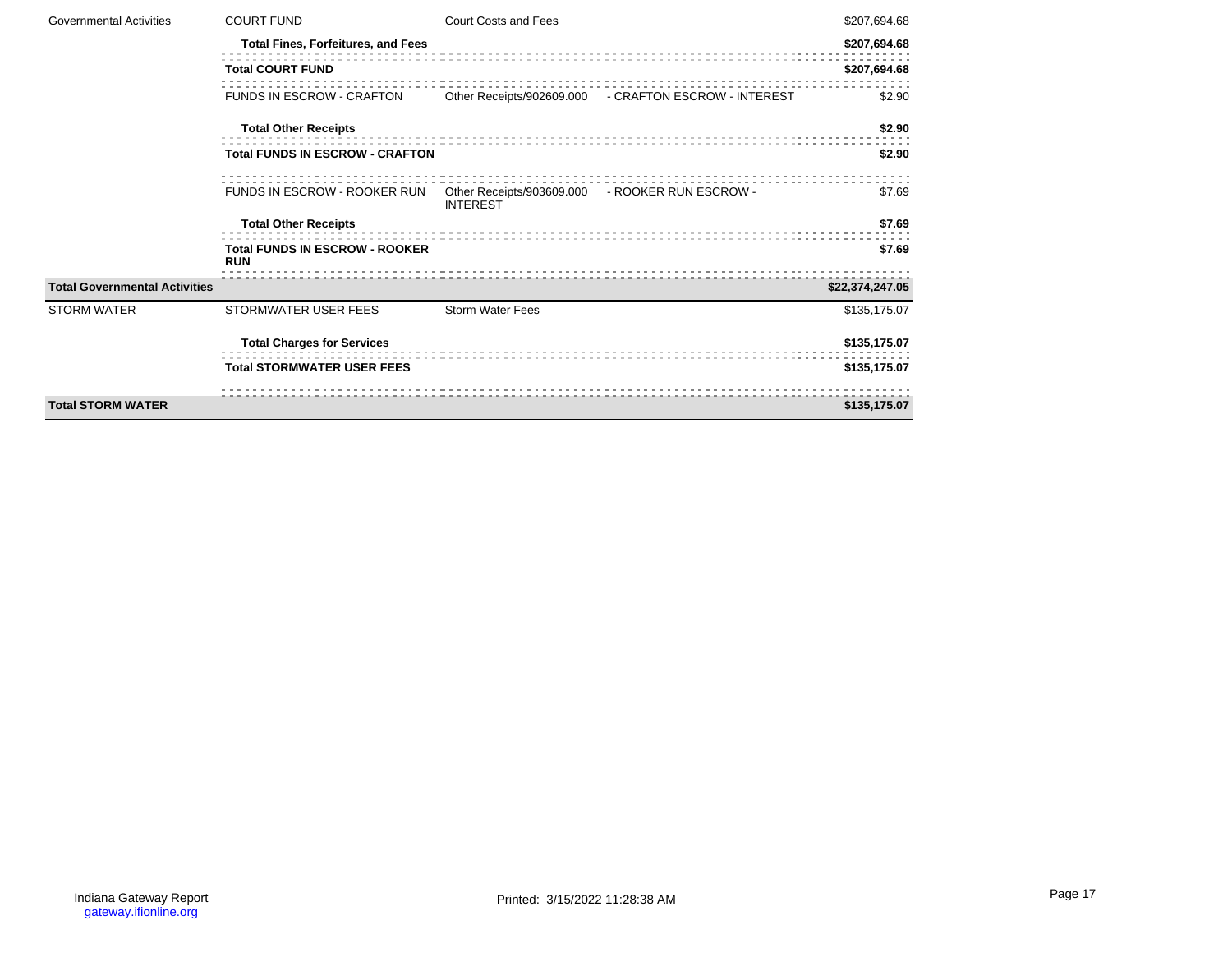| | | | | |
|---|---|---|---|---|
| Governmental Activities | COURT FUND | Court Costs and Fees | | $207,694.68 |
| | **Total Fines, Forfeitures, and Fees** | | | **$207,694.68** |
| | **Total COURT FUND** | | | **$207,694.68** |
| | FUNDS IN ESCROW - CRAFTON | Other Receipts/902609.000 | - CRAFTON ESCROW - INTEREST | $2.90 |
| | **Total Other Receipts** | | | **$2.90** |
| | **Total FUNDS IN ESCROW - CRAFTON** | | | **$2.90** |
| | FUNDS IN ESCROW - ROOKER RUN | Other Receipts/903609.000 INTEREST | - ROOKER RUN ESCROW - | $7.69 |
| | **Total Other Receipts** | | | **$7.69** |
| | **Total FUNDS IN ESCROW - ROOKER RUN** | | | **$7.69** |
| **Total Governmental Activities** | | | | **$22,374,247.05** |
| STORM WATER | STORMWATER USER FEES | Storm Water Fees | | $135,175.07 |
| | **Total Charges for Services** | | | **$135,175.07** |
| | **Total STORMWATER USER FEES** | | | **$135,175.07** |
| **Total STORM WATER** | | | | **$135,175.07** |

Indiana Gateway Report
gateway.ifionline.org

Printed: 3/15/2022 11:28:38 AM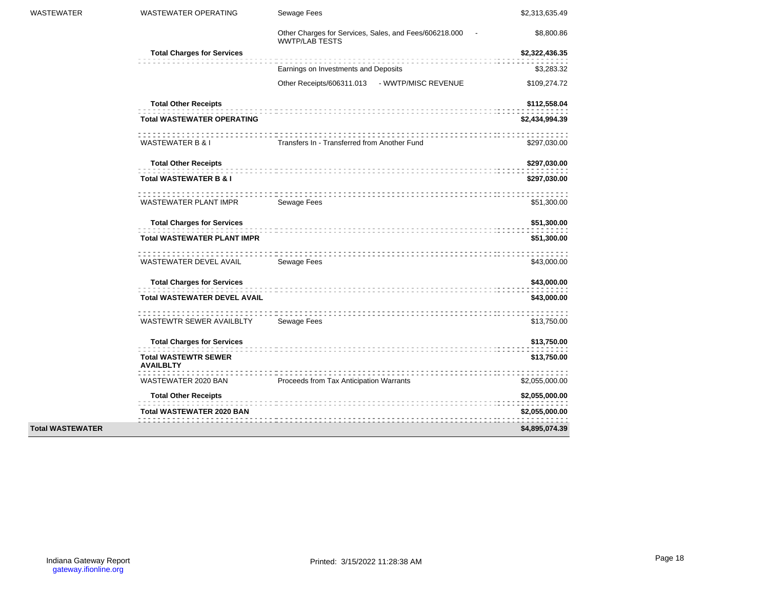| | | | |
|---|---|---|---|
| WASTEWATER | WASTEWATER OPERATING | Sewage Fees | $2,313,635.49 |
| | | Other Charges for Services, Sales, and Fees/606218.000 - WWTP/LAB TESTS | $8,800.86 |
| | **Total Charges for Services** | | **$2,322,436.35** |
| | | Earnings on Investments and Deposits | $3,283.32 |
| | | Other Receipts/606311.013 - WWTP/MISC REVENUE | $109,274.72 |
| | **Total Other Receipts** | | **$112,558.04** |
| | **Total WASTEWATER OPERATING** | | **$2,434,994.39** |
| | WASTEWATER B & I | Transfers In - Transferred from Another Fund | $297,030.00 |
| | **Total Other Receipts** | | **$297,030.00** |
| | **Total WASTEWATER B & I** | | **$297,030.00** |
| | WASTEWATER PLANT IMPR | Sewage Fees | $51,300.00 |
| | **Total Charges for Services** | | **$51,300.00** |
| | **Total WASTEWATER PLANT IMPR** | | **$51,300.00** |
| | WASTEWATER DEVEL AVAIL | Sewage Fees | $43,000.00 |
| | **Total Charges for Services** | | **$43,000.00** |
| | **Total WASTEWATER DEVEL AVAIL** | | **$43,000.00** |
| | WASTEWTR SEWER AVAILBLTY | Sewage Fees | $13,750.00 |
| | **Total Charges for Services** | | **$13,750.00** |
| | **Total WASTEWTR SEWER AVAILBLTY** | | **$13,750.00** |
| | WASTEWATER 2020 BAN | Proceeds from Tax Anticipation Warrants | $2,055,000.00 |
| | **Total Other Receipts** | | **$2,055,000.00** |
| | **Total WASTEWATER 2020 BAN** | | **$2,055,000.00** |
| **Total WASTEWATER** | | | **$4,895,074.39** |

Indiana Gateway Report
gateway.ifionline.org

Printed: 3/15/2022 11:28:38 AM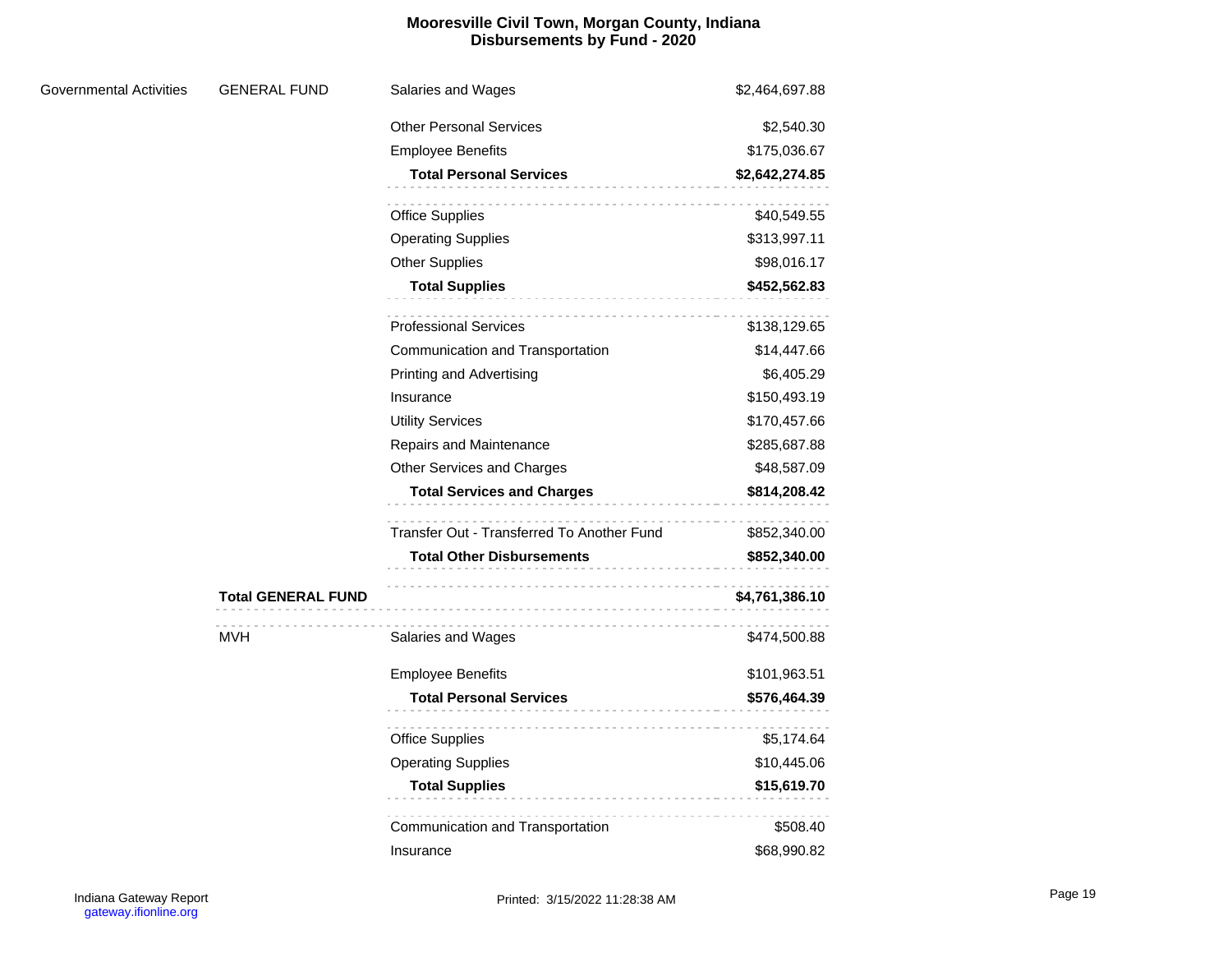# Mooresville Civil Town, Morgan County, Indiana
## Disbursements by Fund - 2020

| | | | |
|---|---|---|---|
| Governmental Activities | GENERAL FUND | Salaries and Wages | $2,464,697.88 |
| | | Other Personal Services | $2,540.30 |
| | | Employee Benefits | $175,036.67 |
| | | **Total Personal Services** | **$2,642,274.85** |
| | | Office Supplies | $40,549.55 |
| | | Operating Supplies | $313,997.11 |
| | | Other Supplies | $98,016.17 |
| | | **Total Supplies** | **$452,562.83** |
| | | Professional Services | $138,129.65 |
| | | Communication and Transportation | $14,447.66 |
| | | Printing and Advertising | $6,405.29 |
| | | Insurance | $150,493.19 |
| | | Utility Services | $170,457.66 |
| | | Repairs and Maintenance | $285,687.88 |
| | | Other Services and Charges | $48,587.09 |
| | | **Total Services and Charges** | **$814,208.42** |
| | | Transfer Out - Transferred To Another Fund | $852,340.00 |
| | | **Total Other Disbursements** | **$852,340.00** |
| | **Total GENERAL FUND** | | **$4,761,386.10** |
| | MVH | Salaries and Wages | $474,500.88 |
| | | Employee Benefits | $101,963.51 |
| | | **Total Personal Services** | **$576,464.39** |
| | | Office Supplies | $5,174.64 |
| | | Operating Supplies | $10,445.06 |
| | | **Total Supplies** | **$15,619.70** |
| | | Communication and Transportation | $508.40 |
| | | Insurance | $68,990.82 |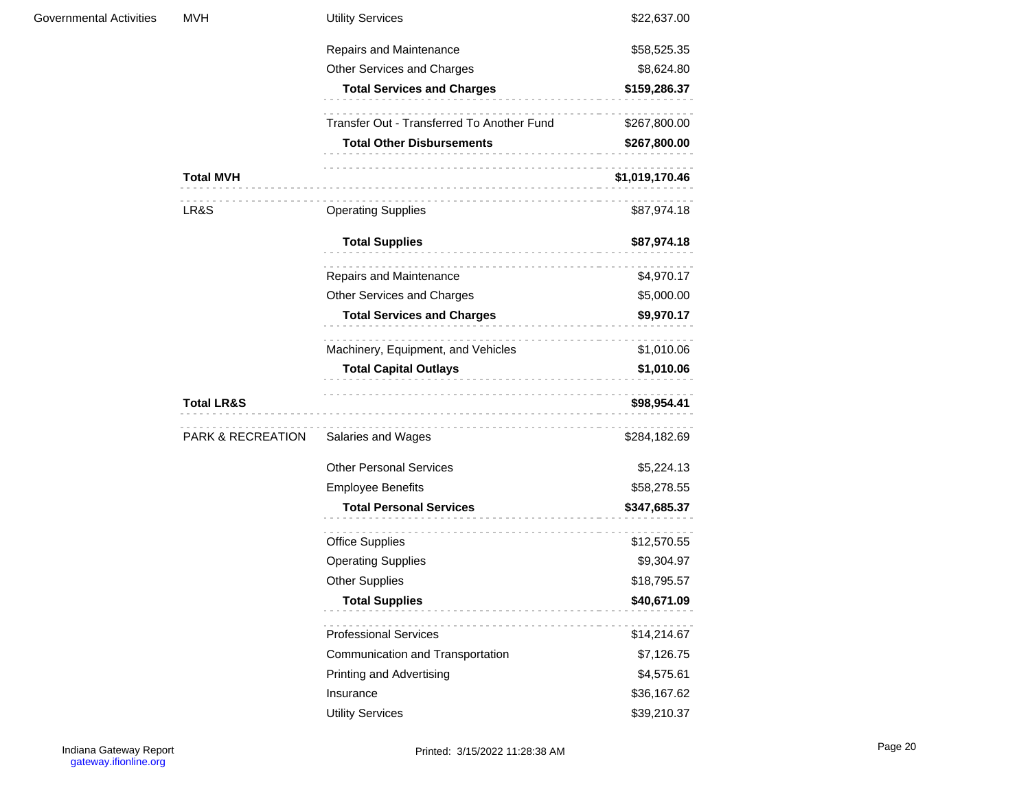| | | | |
|---|---|---|---|
| Governmental Activities | MVH | Utility Services | $22,637.00 |
| | | Repairs and Maintenance | $58,525.35 |
| | | Other Services and Charges | $8,624.80 |
| | | **Total Services and Charges** | **$159,286.37** |
| | | Transfer Out - Transferred To Another Fund | $267,800.00 |
| | | **Total Other Disbursements** | **$267,800.00** |
| | **Total MVH** | | **$1,019,170.46** |
| | LR&S | Operating Supplies | $87,974.18 |
| | | **Total Supplies** | **$87,974.18** |
| | | Repairs and Maintenance | $4,970.17 |
| | | Other Services and Charges | $5,000.00 |
| | | **Total Services and Charges** | **$9,970.17** |
| | | Machinery, Equipment, and Vehicles | $1,010.06 |
| | | **Total Capital Outlays** | **$1,010.06** |
| | **Total LR&S** | | **$98,954.41** |
| | PARK & RECREATION | Salaries and Wages | $284,182.69 |
| | | Other Personal Services | $5,224.13 |
| | | Employee Benefits | $58,278.55 |
| | | **Total Personal Services** | **$347,685.37** |
| | | Office Supplies | $12,570.55 |
| | | Operating Supplies | $9,304.97 |
| | | Other Supplies | $18,795.57 |
| | | **Total Supplies** | **$40,671.09** |
| | | Professional Services | $14,214.67 |
| | | Communication and Transportation | $7,126.75 |
| | | Printing and Advertising | $4,575.61 |
| | | Insurance | $36,167.62 |
| | | Utility Services | $39,210.37 |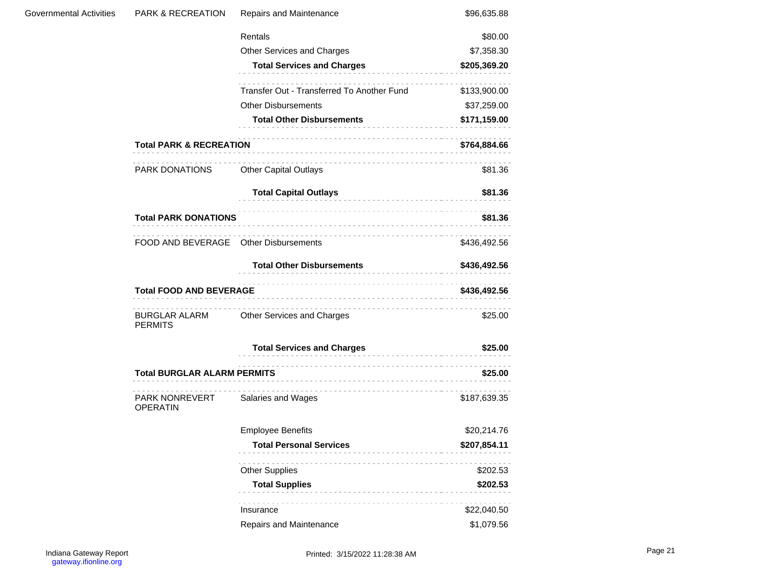| | | | |
|---|---|---|---|
| Governmental Activities | PARK & RECREATION | Repairs and Maintenance | $96,635.88 |
| | | Rentals | $80.00 |
| | | Other Services and Charges | $7,358.30 |
| | | **Total Services and Charges** | **$205,369.20** |
| | | Transfer Out - Transferred To Another Fund | $133,900.00 |
| | | Other Disbursements | $37,259.00 |
| | | **Total Other Disbursements** | **$171,159.00** |
| | **Total PARK & RECREATION** | | **$764,884.66** |
| | PARK DONATIONS | Other Capital Outlays | $81.36 |
| | | **Total Capital Outlays** | **$81.36** |
| | **Total PARK DONATIONS** | | **$81.36** |
| | FOOD AND BEVERAGE | Other Disbursements | $436,492.56 |
| | | **Total Other Disbursements** | **$436,492.56** |
| | **Total FOOD AND BEVERAGE** | | **$436,492.56** |
| | BURGLAR ALARM PERMITS | Other Services and Charges | $25.00 |
| | | **Total Services and Charges** | **$25.00** |
| | **Total BURGLAR ALARM PERMITS** | | **$25.00** |
| | PARK NONREVERT OPERATIN | Salaries and Wages | $187,639.35 |
| | | Employee Benefits | $20,214.76 |
| | | **Total Personal Services** | **$207,854.11** |
| | | Other Supplies | $202.53 |
| | | **Total Supplies** | **$202.53** |
| | | Insurance | $22,040.50 |
| | | Repairs and Maintenance | $1,079.56 |

Indiana Gateway Report
gateway.ifionline.org

Printed: 3/15/2022 11:28:38 AM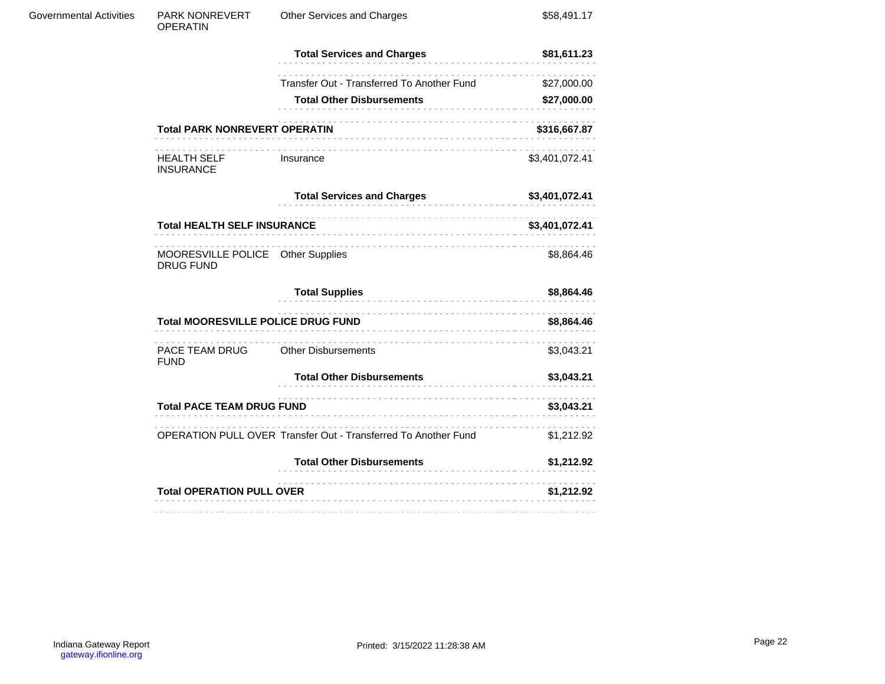| | | | |
|---|---|---|---|
| Governmental Activities | PARK NONREVERT OPERATIN | Other Services and Charges | $58,491.17 |
| | | **Total Services and Charges** | **$81,611.23** |
| | | Transfer Out - Transferred To Another Fund | $27,000.00 |
| | | **Total Other Disbursements** | **$27,000.00** |
| | **Total PARK NONREVERT OPERATIN** | | **$316,667.87** |
| | HEALTH SELF INSURANCE | Insurance | $3,401,072.41 |
| | | **Total Services and Charges** | **$3,401,072.41** |
| | **Total HEALTH SELF INSURANCE** | | **$3,401,072.41** |
| | MOORESVILLE POLICE DRUG FUND | Other Supplies | $8,864.46 |
| | | **Total Supplies** | **$8,864.46** |
| | **Total MOORESVILLE POLICE DRUG FUND** | | **$8,864.46** |
| | PACE TEAM DRUG FUND | Other Disbursements | $3,043.21 |
| | | **Total Other Disbursements** | **$3,043.21** |
| | **Total PACE TEAM DRUG FUND** | | **$3,043.21** |
| | OPERATION PULL OVER | Transfer Out - Transferred To Another Fund | $1,212.92 |
| | | **Total Other Disbursements** | **$1,212.92** |
| | **Total OPERATION PULL OVER** | | **$1,212.92** |

Indiana Gateway Report
gateway.ifionline.org

Printed: 3/15/2022 11:28:38 AM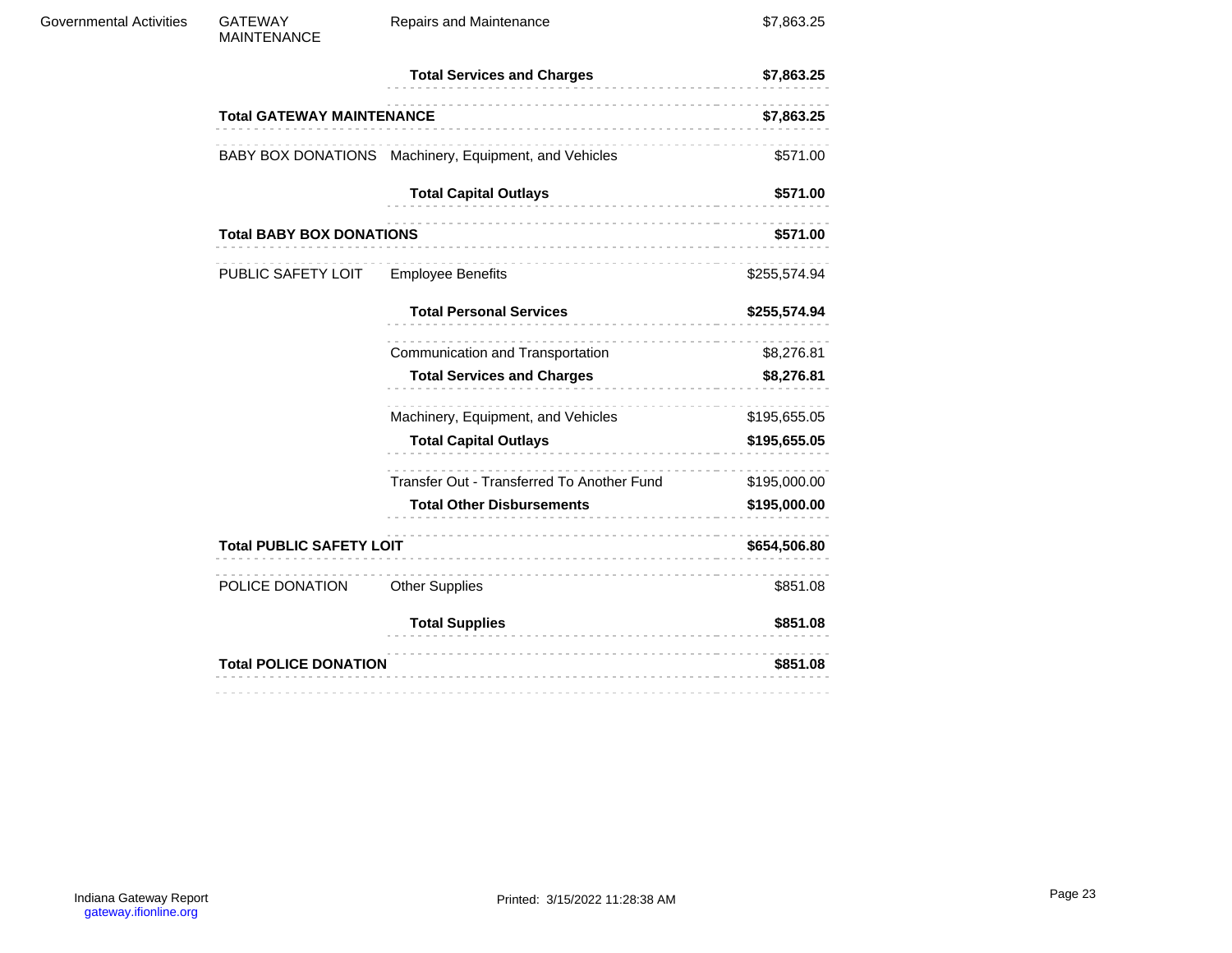| | | | |
|---|---|---|---|
| Governmental Activities | GATEWAY MAINTENANCE | Repairs and Maintenance | $7,863.25 |
| | | **Total Services and Charges** | **$7,863.25** |
| | **Total GATEWAY MAINTENANCE** | | **$7,863.25** |
| | BABY BOX DONATIONS | Machinery, Equipment, and Vehicles | $571.00 |
| | | **Total Capital Outlays** | **$571.00** |
| | **Total BABY BOX DONATIONS** | | **$571.00** |
| | PUBLIC SAFETY LOIT | Employee Benefits | $255,574.94 |
| | | **Total Personal Services** | **$255,574.94** |
| | | Communication and Transportation | $8,276.81 |
| | | **Total Services and Charges** | **$8,276.81** |
| | | Machinery, Equipment, and Vehicles | $195,655.05 |
| | | **Total Capital Outlays** | **$195,655.05** |
| | | Transfer Out - Transferred To Another Fund | $195,000.00 |
| | | **Total Other Disbursements** | **$195,000.00** |
| | **Total PUBLIC SAFETY LOIT** | | **$654,506.80** |
| | POLICE DONATION | Other Supplies | $851.08 |
| | | **Total Supplies** | **$851.08** |
| | **Total POLICE DONATION** | | **$851.08** |

Indiana Gateway Report
gateway.ifionline.org

Printed: 3/15/2022 11:28:38 AM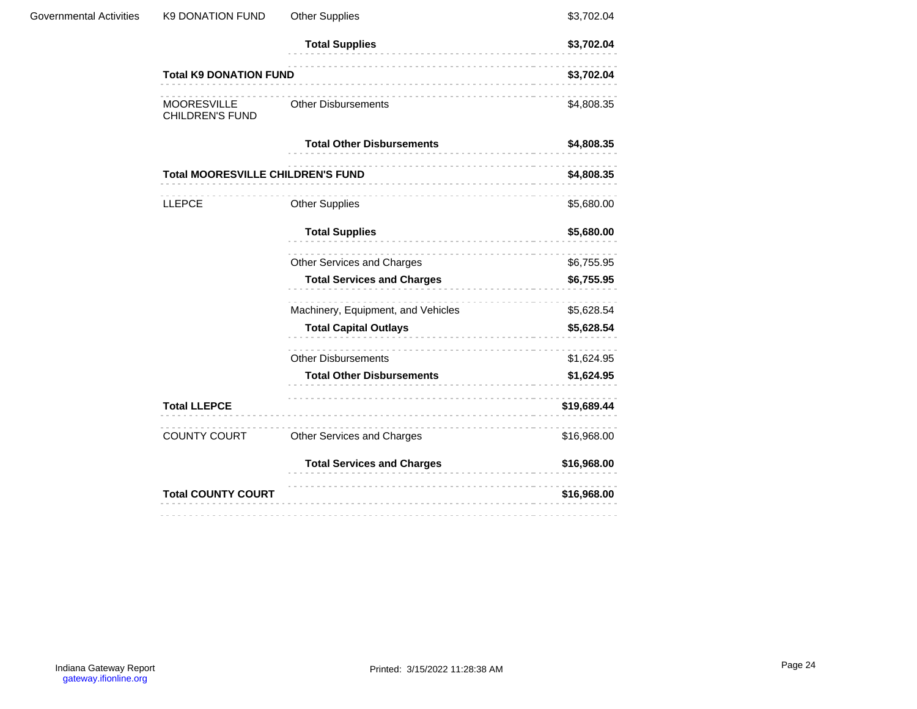| | | | |
|---|---|---|---|
| Governmental Activities | K9 DONATION FUND | Other Supplies | $3,702.04 |
| | | **Total Supplies** | **$3,702.04** |
| | **Total K9 DONATION FUND** | | **$3,702.04** |
| | MOORESVILLE CHILDREN'S FUND | Other Disbursements | $4,808.35 |
| | | **Total Other Disbursements** | **$4,808.35** |
| | **Total MOORESVILLE CHILDREN'S FUND** | | **$4,808.35** |
| | LLEPCE | Other Supplies | $5,680.00 |
| | | **Total Supplies** | **$5,680.00** |
| | | Other Services and Charges | $6,755.95 |
| | | **Total Services and Charges** | **$6,755.95** |
| | | Machinery, Equipment, and Vehicles | $5,628.54 |
| | | **Total Capital Outlays** | **$5,628.54** |
| | | Other Disbursements | $1,624.95 |
| | | **Total Other Disbursements** | **$1,624.95** |
| | **Total LLEPCE** | | **$19,689.44** |
| | COUNTY COURT | Other Services and Charges | $16,968.00 |
| | | **Total Services and Charges** | **$16,968.00** |
| | **Total COUNTY COURT** | | **$16,968.00** |

Indiana Gateway Report
gateway.ifionline.org

Printed: 3/15/2022 11:28:38 AM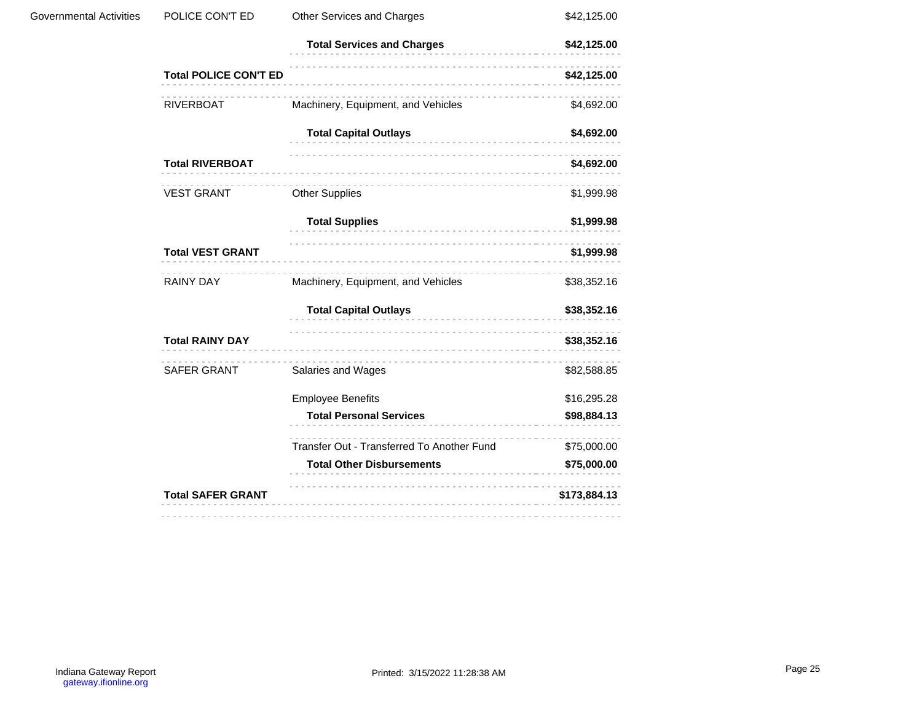| | | | |
|---|---|---|---|
| Governmental Activities | POLICE CON'T ED | Other Services and Charges | $42,125.00 |
| | | **Total Services and Charges** | **$42,125.00** |
| | **Total POLICE CON'T ED** | | **$42,125.00** |
| | RIVERBOAT | Machinery, Equipment, and Vehicles | $4,692.00 |
| | | **Total Capital Outlays** | **$4,692.00** |
| | **Total RIVERBOAT** | | **$4,692.00** |
| | VEST GRANT | Other Supplies | $1,999.98 |
| | | **Total Supplies** | **$1,999.98** |
| | **Total VEST GRANT** | | **$1,999.98** |
| | RAINY DAY | Machinery, Equipment, and Vehicles | $38,352.16 |
| | | **Total Capital Outlays** | **$38,352.16** |
| | **Total RAINY DAY** | | **$38,352.16** |
| | SAFER GRANT | Salaries and Wages | $82,588.85 |
| | | Employee Benefits | $16,295.28 |
| | | **Total Personal Services** | **$98,884.13** |
| | | Transfer Out - Transferred To Another Fund | $75,000.00 |
| | | **Total Other Disbursements** | **$75,000.00** |
| | **Total SAFER GRANT** | | **$173,884.13** |

Indiana Gateway Report
gateway.ifionline.org

Printed: 3/15/2022 11:28:38 AM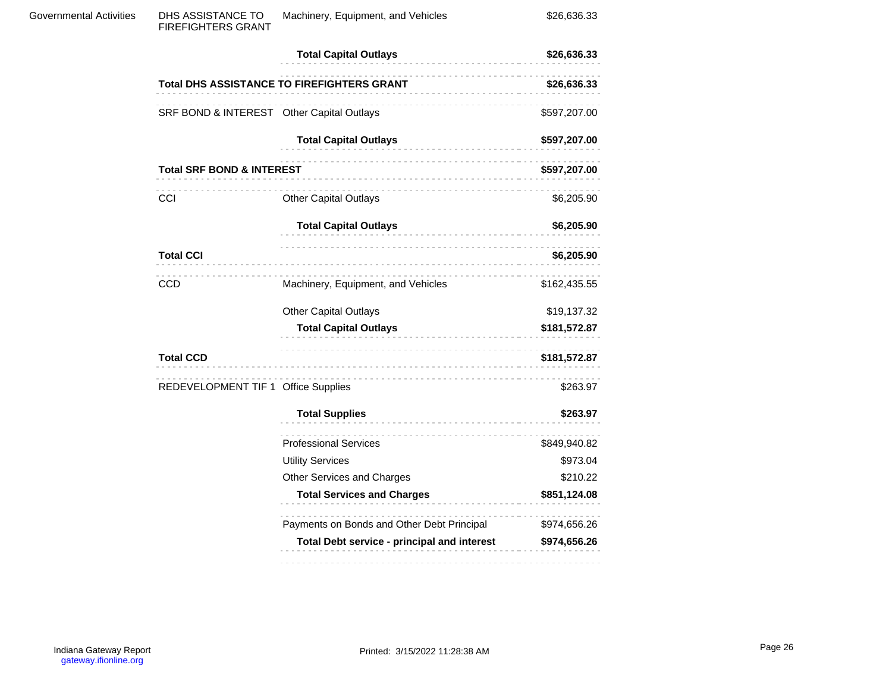| | | | |
|---|---|---|---|
| Governmental Activities | DHS ASSISTANCE TO FIREFIGHTERS GRANT | Machinery, Equipment, and Vehicles | $26,636.33 |
| | | **Total Capital Outlays** | **$26,636.33** |
| | **Total DHS ASSISTANCE TO FIREFIGHTERS GRANT** | | **$26,636.33** |
| | SRF BOND & INTEREST | Other Capital Outlays | $597,207.00 |
| | | **Total Capital Outlays** | **$597,207.00** |
| | **Total SRF BOND & INTEREST** | | **$597,207.00** |
| | CCI | Other Capital Outlays | $6,205.90 |
| | | **Total Capital Outlays** | **$6,205.90** |
| | **Total CCI** | | **$6,205.90** |
| | CCD | Machinery, Equipment, and Vehicles | $162,435.55 |
| | | Other Capital Outlays | $19,137.32 |
| | | **Total Capital Outlays** | **$181,572.87** |
| | **Total CCD** | | **$181,572.87** |
| | REDEVELOPMENT TIF 1 | Office Supplies | $263.97 |
| | | **Total Supplies** | **$263.97** |
| | | Professional Services | $849,940.82 |
| | | Utility Services | $973.04 |
| | | Other Services and Charges | $210.22 |
| | | **Total Services and Charges** | **$851,124.08** |
| | | Payments on Bonds and Other Debt Principal | $974,656.26 |
| | | **Total Debt service - principal and interest** | **$974,656.26** |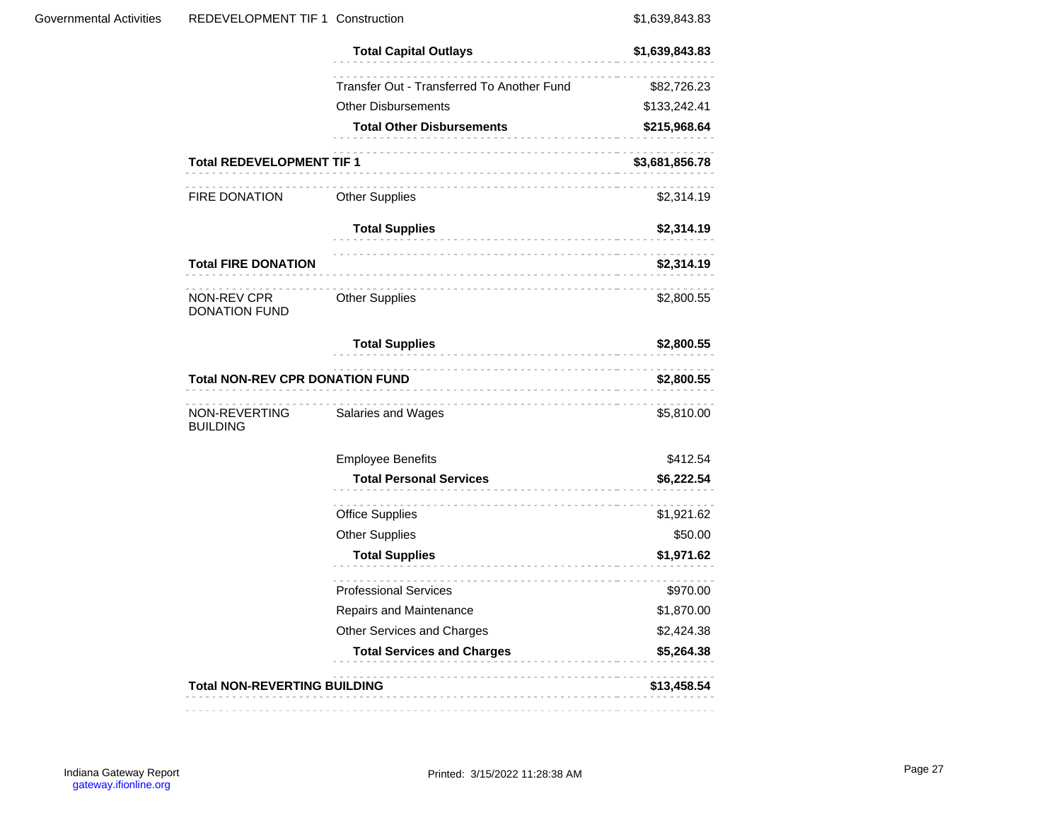| | | | |
|---|---|---|---|
| Governmental Activities | REDEVELOPMENT TIF 1 | Construction | $1,639,843.83 |
| | | **Total Capital Outlays** | **$1,639,843.83** |
| | | Transfer Out - Transferred To Another Fund | $82,726.23 |
| | | Other Disbursements | $133,242.41 |
| | | **Total Other Disbursements** | **$215,968.64** |
| | **Total REDEVELOPMENT TIF 1** | | **$3,681,856.78** |
| | FIRE DONATION | Other Supplies | $2,314.19 |
| | | **Total Supplies** | **$2,314.19** |
| | **Total FIRE DONATION** | | **$2,314.19** |
| | NON-REV CPR DONATION FUND | Other Supplies | $2,800.55 |
| | | **Total Supplies** | **$2,800.55** |
| | **Total NON-REV CPR DONATION FUND** | | **$2,800.55** |
| | NON-REVERTING BUILDING | Salaries and Wages | $5,810.00 |
| | | Employee Benefits | $412.54 |
| | | **Total Personal Services** | **$6,222.54** |
| | | Office Supplies | $1,921.62 |
| | | Other Supplies | $50.00 |
| | | **Total Supplies** | **$1,971.62** |
| | | Professional Services | $970.00 |
| | | Repairs and Maintenance | $1,870.00 |
| | | Other Services and Charges | $2,424.38 |
| | | **Total Services and Charges** | **$5,264.38** |
| | **Total NON-REVERTING BUILDING** | | **$13,458.54** |

Indiana Gateway Report
gateway.ifionline.org

Printed: 3/15/2022 11:28:38 AM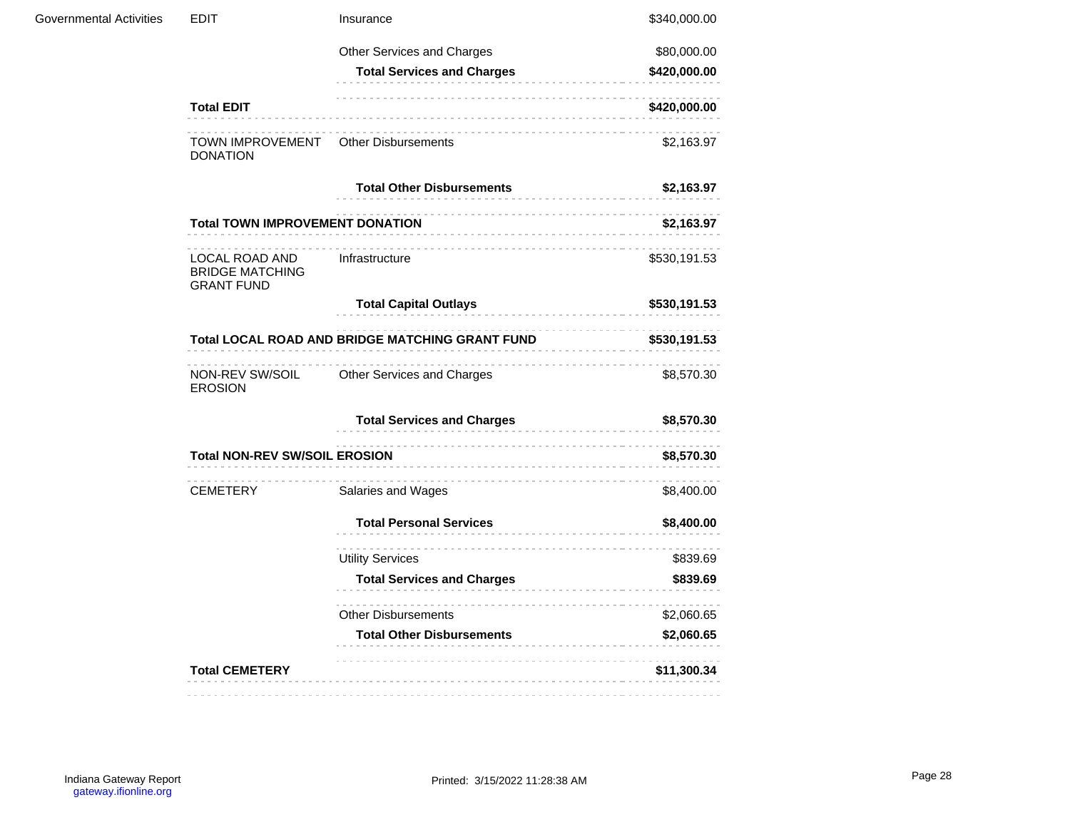| | | | |
|---|---|---|---|
| Governmental Activities | EDIT | Insurance | $340,000.00 |
| | | Other Services and Charges | $80,000.00 |
| | | **Total Services and Charges** | **$420,000.00** |
| | **Total EDIT** | | **$420,000.00** |
| | TOWN IMPROVEMENT DONATION | Other Disbursements | $2,163.97 |
| | | **Total Other Disbursements** | **$2,163.97** |
| | **Total TOWN IMPROVEMENT DONATION** | | **$2,163.97** |
| | LOCAL ROAD AND BRIDGE MATCHING GRANT FUND | Infrastructure | $530,191.53 |
| | | **Total Capital Outlays** | **$530,191.53** |
| | **Total LOCAL ROAD AND BRIDGE MATCHING GRANT FUND** | | **$530,191.53** |
| | NON-REV SW/SOIL EROSION | Other Services and Charges | $8,570.30 |
| | | **Total Services and Charges** | **$8,570.30** |
| | **Total NON-REV SW/SOIL EROSION** | | **$8,570.30** |
| | CEMETERY | Salaries and Wages | $8,400.00 |
| | | **Total Personal Services** | **$8,400.00** |
| | | Utility Services | $839.69 |
| | | **Total Services and Charges** | **$839.69** |
| | | Other Disbursements | $2,060.65 |
| | | **Total Other Disbursements** | **$2,060.65** |
| | **Total CEMETERY** | | **$11,300.34** |

Indiana Gateway Report
gateway.ifionline.org

Printed: 3/15/2022 11:28:38 AM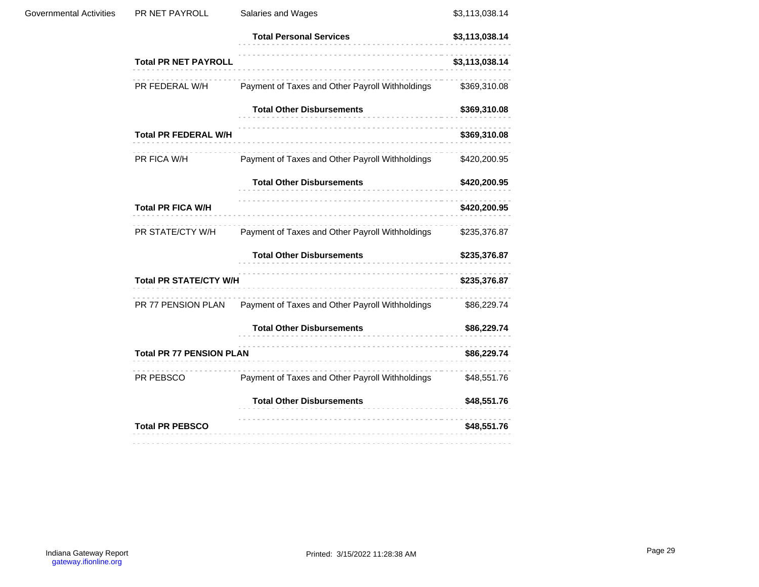| | | | |
|---|---|---|---|
| Governmental Activities | PR NET PAYROLL | Salaries and Wages | $3,113,038.14 |
| | | **Total Personal Services** | **$3,113,038.14** |
| | **Total PR NET PAYROLL** | | **$3,113,038.14** |
| | PR FEDERAL W/H | Payment of Taxes and Other Payroll Withholdings | $369,310.08 |
| | | **Total Other Disbursements** | **$369,310.08** |
| | **Total PR FEDERAL W/H** | | **$369,310.08** |
| | PR FICA W/H | Payment of Taxes and Other Payroll Withholdings | $420,200.95 |
| | | **Total Other Disbursements** | **$420,200.95** |
| | **Total PR FICA W/H** | | **$420,200.95** |
| | PR STATE/CTY W/H | Payment of Taxes and Other Payroll Withholdings | $235,376.87 |
| | | **Total Other Disbursements** | **$235,376.87** |
| | **Total PR STATE/CTY W/H** | | **$235,376.87** |
| | PR 77 PENSION PLAN | Payment of Taxes and Other Payroll Withholdings | $86,229.74 |
| | | **Total Other Disbursements** | **$86,229.74** |
| | **Total PR 77 PENSION PLAN** | | **$86,229.74** |
| | PR PEBSCO | Payment of Taxes and Other Payroll Withholdings | $48,551.76 |
| | | **Total Other Disbursements** | **$48,551.76** |
| | **Total PR PEBSCO** | | **$48,551.76** |

Indiana Gateway Report
gateway.ifionline.org

Printed: 3/15/2022 11:28:38 AM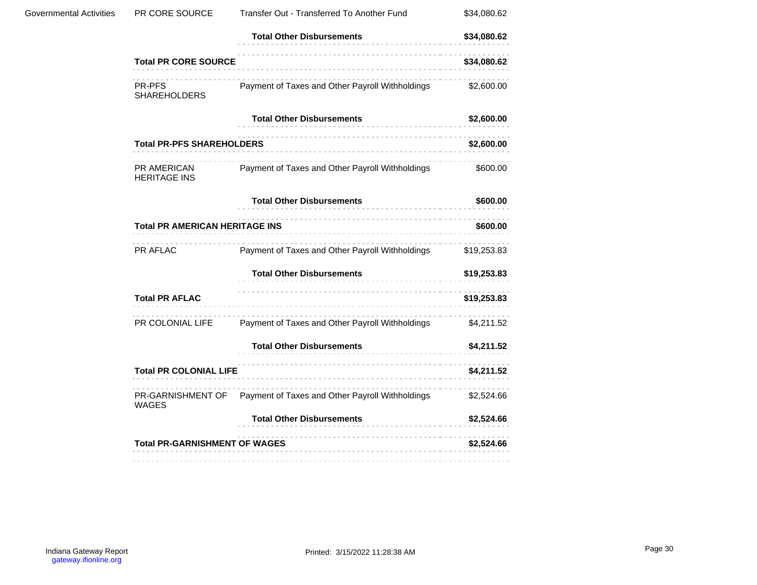| | | | |
|---|---|---|---|
| Governmental Activities | PR CORE SOURCE | Transfer Out - Transferred To Another Fund | $34,080.62 |
| | | **Total Other Disbursements** | **$34,080.62** |
| | **Total PR CORE SOURCE** | | **$34,080.62** |
| | PR-PFS SHAREHOLDERS | Payment of Taxes and Other Payroll Withholdings | $2,600.00 |
| | | **Total Other Disbursements** | **$2,600.00** |
| | **Total PR-PFS SHAREHOLDERS** | | **$2,600.00** |
| | PR AMERICAN HERITAGE INS | Payment of Taxes and Other Payroll Withholdings | $600.00 |
| | | **Total Other Disbursements** | **$600.00** |
| | **Total PR AMERICAN HERITAGE INS** | | **$600.00** |
| | PR AFLAC | Payment of Taxes and Other Payroll Withholdings | $19,253.83 |
| | | **Total Other Disbursements** | **$19,253.83** |
| | **Total PR AFLAC** | | **$19,253.83** |
| | PR COLONIAL LIFE | Payment of Taxes and Other Payroll Withholdings | $4,211.52 |
| | | **Total Other Disbursements** | **$4,211.52** |
| | **Total PR COLONIAL LIFE** | | **$4,211.52** |
| | PR-GARNISHMENT OF WAGES | Payment of Taxes and Other Payroll Withholdings | $2,524.66 |
| | | **Total Other Disbursements** | **$2,524.66** |
| | **Total PR-GARNISHMENT OF WAGES** | | **$2,524.66** |

Indiana Gateway Report
gateway.ifionline.org

Printed: 3/15/2022 11:28:38 AM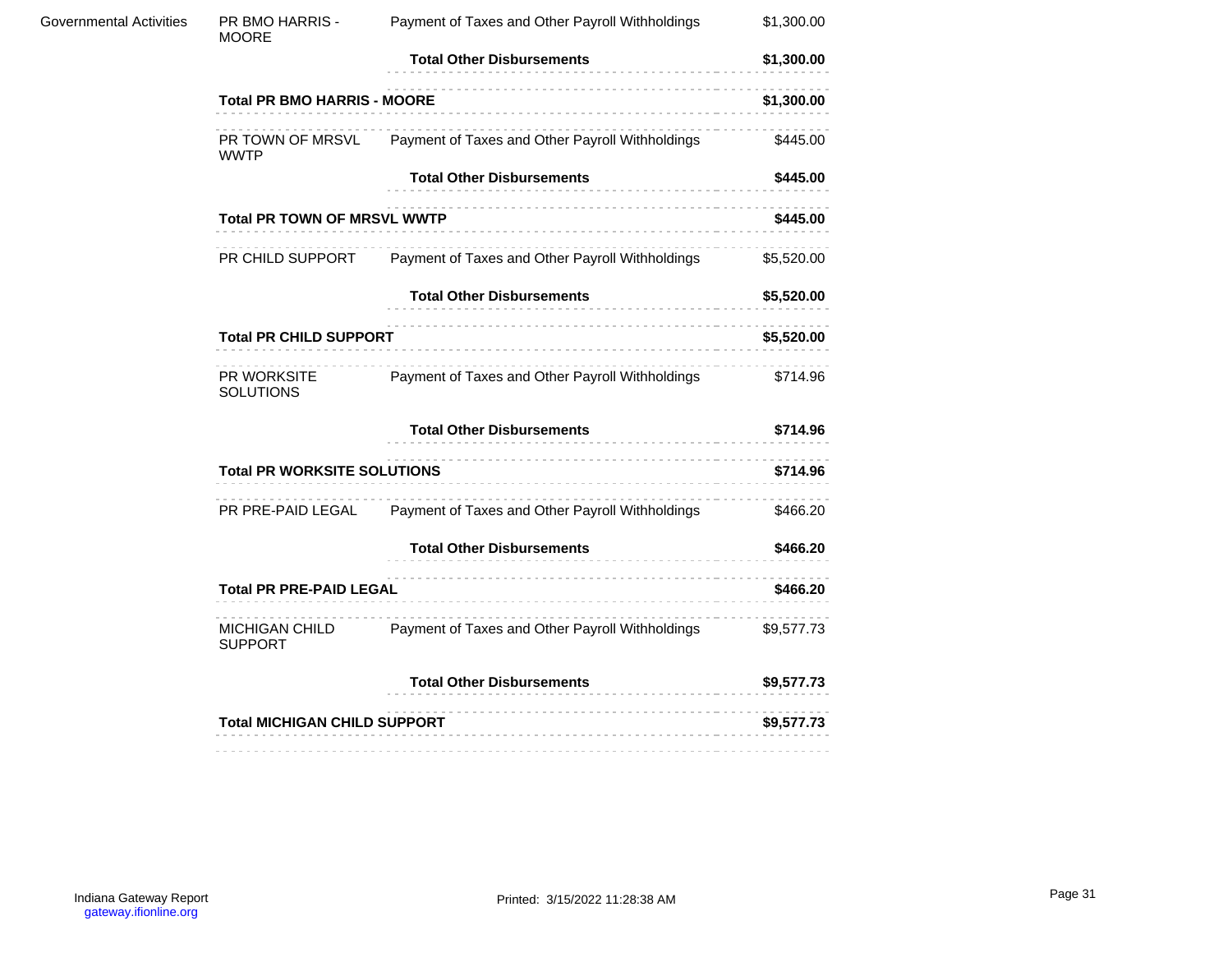| | | | |
|---|---|---|---|
| Governmental Activities | PR BMO HARRIS - MOORE | Payment of Taxes and Other Payroll Withholdings | $1,300.00 |
| | | **Total Other Disbursements** | **$1,300.00** |
| | **Total PR BMO HARRIS - MOORE** | | **$1,300.00** |
| | PR TOWN OF MRSVL WWTP | Payment of Taxes and Other Payroll Withholdings | $445.00 |
| | | **Total Other Disbursements** | **$445.00** |
| | **Total PR TOWN OF MRSVL WWTP** | | **$445.00** |
| | PR CHILD SUPPORT | Payment of Taxes and Other Payroll Withholdings | $5,520.00 |
| | | **Total Other Disbursements** | **$5,520.00** |
| | **Total PR CHILD SUPPORT** | | **$5,520.00** |
| | PR WORKSITE SOLUTIONS | Payment of Taxes and Other Payroll Withholdings | $714.96 |
| | | **Total Other Disbursements** | **$714.96** |
| | **Total PR WORKSITE SOLUTIONS** | | **$714.96** |
| | PR PRE-PAID LEGAL | Payment of Taxes and Other Payroll Withholdings | $466.20 |
| | | **Total Other Disbursements** | **$466.20** |
| | **Total PR PRE-PAID LEGAL** | | **$466.20** |
| | MICHIGAN CHILD SUPPORT | Payment of Taxes and Other Payroll Withholdings | $9,577.73 |
| | | **Total Other Disbursements** | **$9,577.73** |
| | **Total MICHIGAN CHILD SUPPORT** | | **$9,577.73** |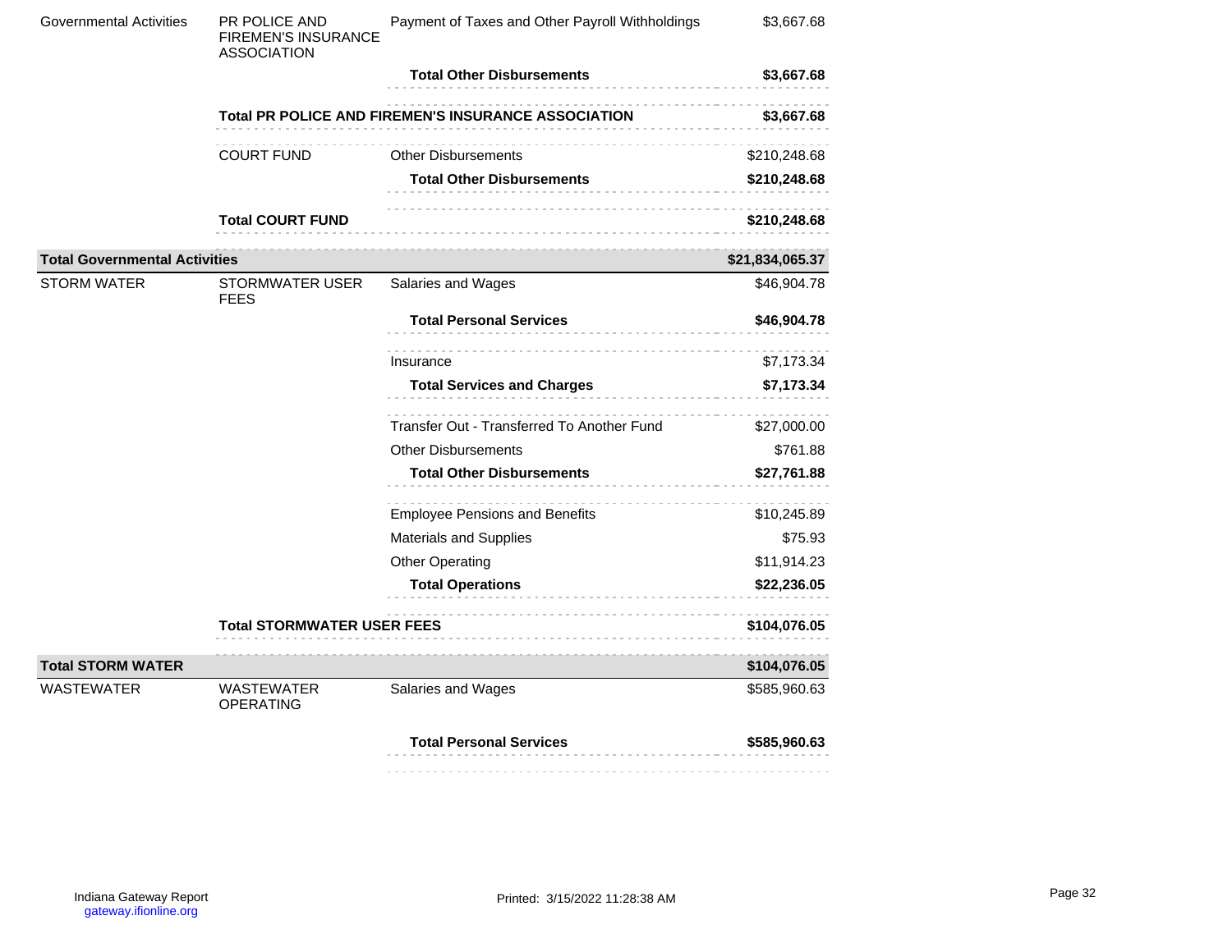| | | | |
|---|---|---|---|
| Governmental Activities | PR POLICE AND FIREMEN'S INSURANCE ASSOCIATION | Payment of Taxes and Other Payroll Withholdings | $3,667.68 |
| | | **Total Other Disbursements** | **$3,667.68** |
| | **Total PR POLICE AND FIREMEN'S INSURANCE ASSOCIATION** | | **$3,667.68** |
| | COURT FUND | Other Disbursements | $210,248.68 |
| | | **Total Other Disbursements** | **$210,248.68** |
| | **Total COURT FUND** | | **$210,248.68** |
| **Total Governmental Activities** | | | **$21,834,065.37** |
| STORM WATER | STORMWATER USER FEES | Salaries and Wages | $46,904.78 |
| | | **Total Personal Services** | **$46,904.78** |
| | | Insurance | $7,173.34 |
| | | **Total Services and Charges** | **$7,173.34** |
| | | Transfer Out - Transferred To Another Fund | $27,000.00 |
| | | Other Disbursements | $761.88 |
| | | **Total Other Disbursements** | **$27,761.88** |
| | | Employee Pensions and Benefits | $10,245.89 |
| | | Materials and Supplies | $75.93 |
| | | Other Operating | $11,914.23 |
| | | **Total Operations** | **$22,236.05** |
| | **Total STORMWATER USER FEES** | | **$104,076.05** |
| **Total STORM WATER** | | | **$104,076.05** |
| WASTEWATER | WASTEWATER OPERATING | Salaries and Wages | $585,960.63 |
| | | **Total Personal Services** | **$585,960.63** |

Indiana Gateway Report
gateway.ifionline.org

Printed: 3/15/2022 11:28:38 AM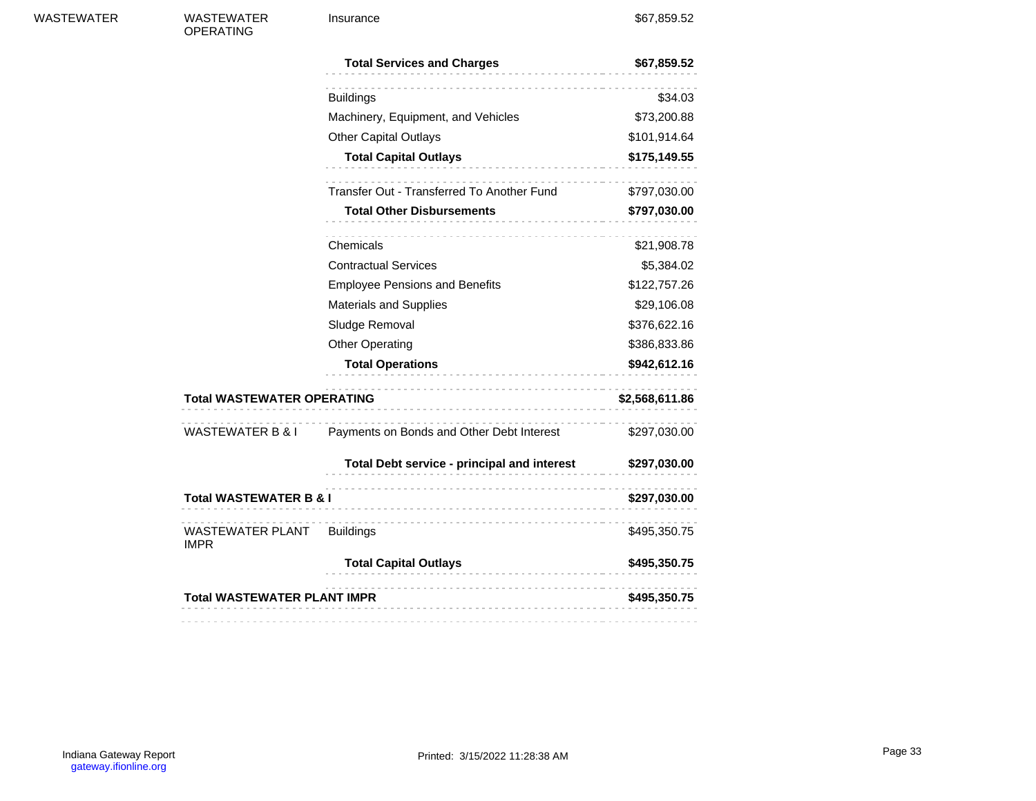| Fund Type | Fund | Category | Amount |
|---|---|---|---|
| WASTEWATER | WASTEWATER OPERATING | Insurance | $67,859.52 |
| | | **Total Services and Charges** | **$67,859.52** |
| | | Buildings | $34.03 |
| | | Machinery, Equipment, and Vehicles | $73,200.88 |
| | | Other Capital Outlays | $101,914.64 |
| | | **Total Capital Outlays** | **$175,149.55** |
| | | Transfer Out - Transferred To Another Fund | $797,030.00 |
| | | **Total Other Disbursements** | **$797,030.00** |
| | | Chemicals | $21,908.78 |
| | | Contractual Services | $5,384.02 |
| | | Employee Pensions and Benefits | $122,757.26 |
| | | Materials and Supplies | $29,106.08 |
| | | Sludge Removal | $376,622.16 |
| | | Other Operating | $386,833.86 |
| | | **Total Operations** | **$942,612.16** |
| | **Total WASTEWATER OPERATING** | | **$2,568,611.86** |
| | WASTEWATER B & I | Payments on Bonds and Other Debt Interest | $297,030.00 |
| | | **Total Debt service - principal and interest** | **$297,030.00** |
| | **Total WASTEWATER B & I** | | **$297,030.00** |
| | WASTEWATER PLANT IMPR | Buildings | $495,350.75 |
| | | **Total Capital Outlays** | **$495,350.75** |
| | **Total WASTEWATER PLANT IMPR** | | **$495,350.75** |

Indiana Gateway Report
gateway.ifionline.org

Printed: 3/15/2022 11:28:38 AM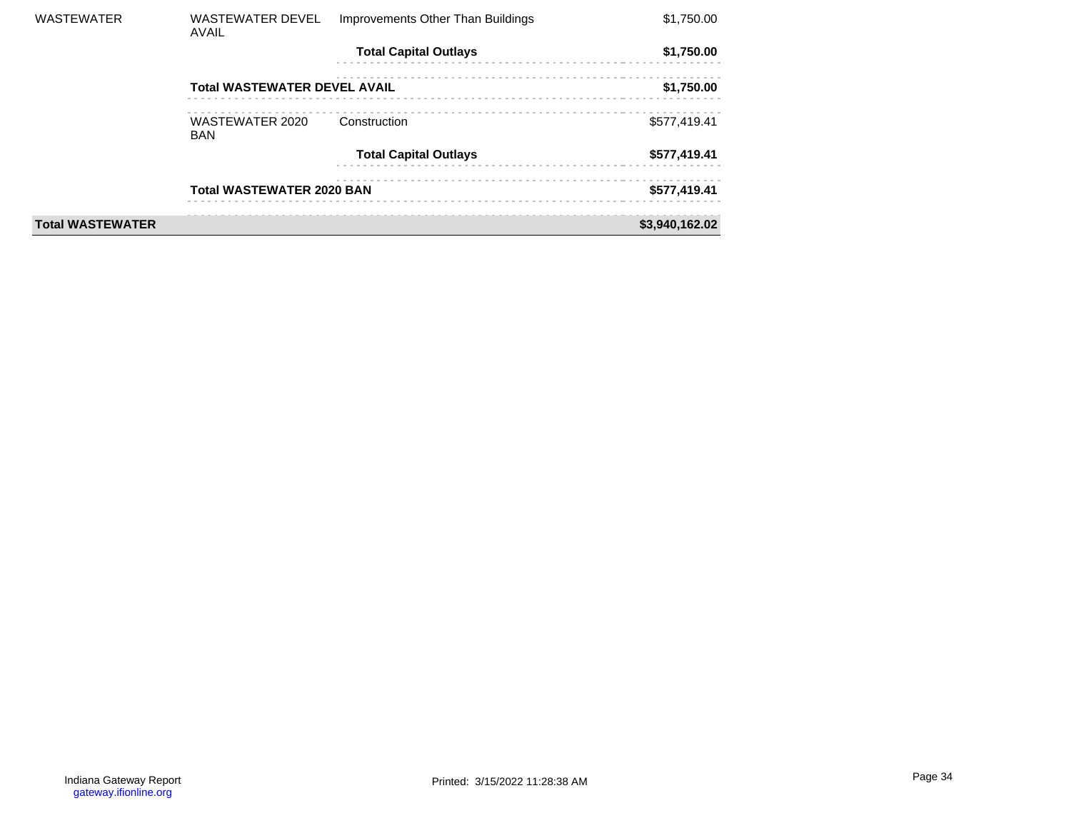| | | | |
|---|---|---|---|
| WASTEWATER | WASTEWATER DEVEL AVAIL | Improvements Other Than Buildings | $1,750.00 |
| | | **Total Capital Outlays** | **$1,750.00** |
| | **Total WASTEWATER DEVEL AVAIL** | | **$1,750.00** |
| | WASTEWATER 2020 BAN | Construction | $577,419.41 |
| | | **Total Capital Outlays** | **$577,419.41** |
| | **Total WASTEWATER 2020 BAN** | | **$577,419.41** |
| **Total WASTEWATER** | | | **$3,940,162.02** |

Indiana Gateway Report
gateway.ifionline.org

Printed: 3/15/2022 11:28:38 AM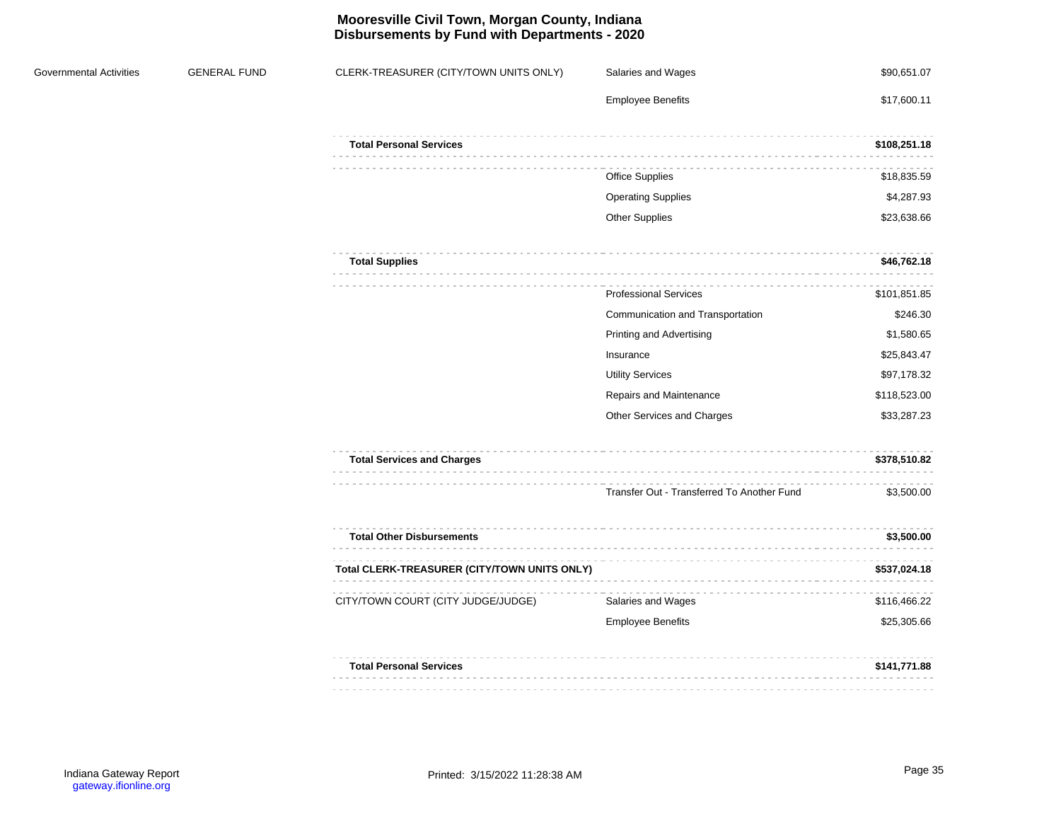# Mooresville Civil Town, Morgan County, Indiana
## Disbursements by Fund with Departments - 2020

| | | | | |
|---|---|---|---|---|
| Governmental Activities | GENERAL FUND | CLERK-TREASURER (CITY/TOWN UNITS ONLY) | Salaries and Wages | $90,651.07 |
| | | | Employee Benefits | $17,600.11 |
| | | **Total Personal Services** | | **$108,251.18** |
| | | | Office Supplies | $18,835.59 |
| | | | Operating Supplies | $4,287.93 |
| | | | Other Supplies | $23,638.66 |
| | | **Total Supplies** | | **$46,762.18** |
| | | | Professional Services | $101,851.85 |
| | | | Communication and Transportation | $246.30 |
| | | | Printing and Advertising | $1,580.65 |
| | | | Insurance | $25,843.47 |
| | | | Utility Services | $97,178.32 |
| | | | Repairs and Maintenance | $118,523.00 |
| | | | Other Services and Charges | $33,287.23 |
| | | **Total Services and Charges** | | **$378,510.82** |
| | | | Transfer Out - Transferred To Another Fund | $3,500.00 |
| | | **Total Other Disbursements** | | **$3,500.00** |
| | | **Total CLERK-TREASURER (CITY/TOWN UNITS ONLY)** | | **$537,024.18** |
| | | CITY/TOWN COURT (CITY JUDGE/JUDGE) | Salaries and Wages | $116,466.22 |
| | | | Employee Benefits | $25,305.66 |
| | | **Total Personal Services** | | **$141,771.88** |

Indiana Gateway Report
gateway.ifionline.org

Printed: 3/15/2022 11:28:38 AM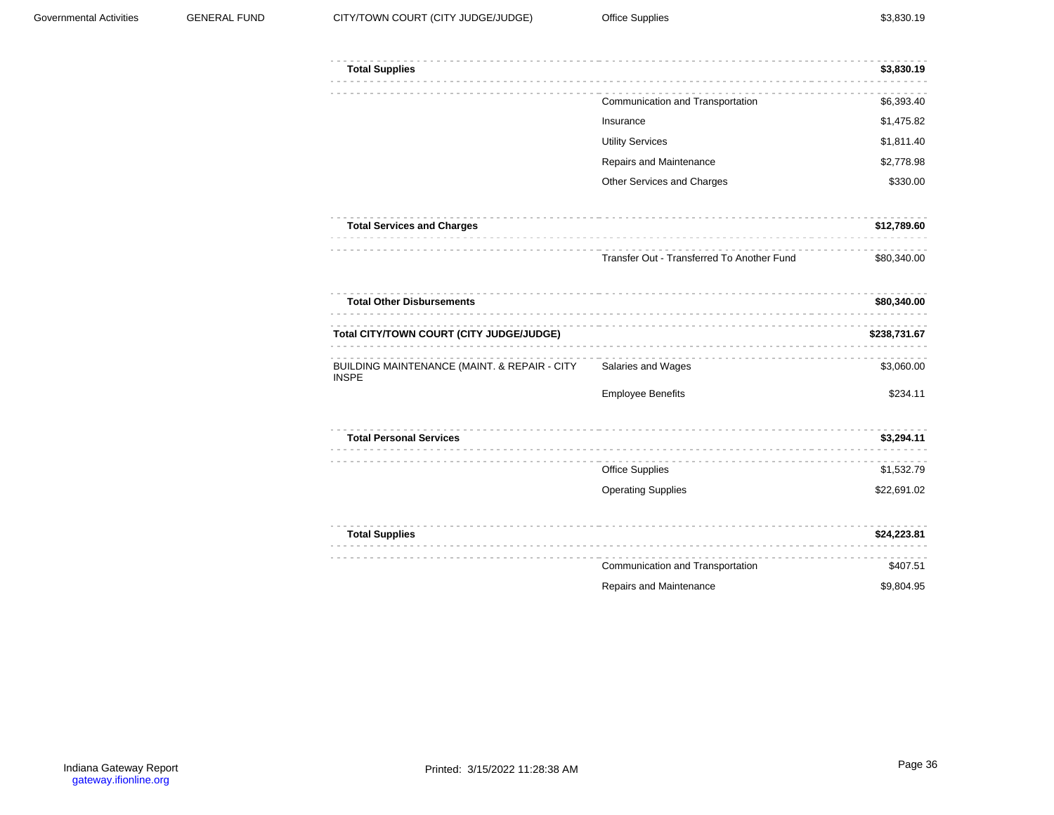| | | | | |
|---|---|---|---|---|
| Governmental Activities | GENERAL FUND | CITY/TOWN COURT (CITY JUDGE/JUDGE) | Office Supplies | $3,830.19 |
| | | **Total Supplies** | | **$3,830.19** |
| | | | Communication and Transportation | $6,393.40 |
| | | | Insurance | $1,475.82 |
| | | | Utility Services | $1,811.40 |
| | | | Repairs and Maintenance | $2,778.98 |
| | | | Other Services and Charges | $330.00 |
| | | **Total Services and Charges** | | **$12,789.60** |
| | | | Transfer Out - Transferred To Another Fund | $80,340.00 |
| | | **Total Other Disbursements** | | **$80,340.00** |
| | | **Total CITY/TOWN COURT (CITY JUDGE/JUDGE)** | | **$238,731.67** |
| | | BUILDING MAINTENANCE (MAINT. & REPAIR - CITY INSPE | Salaries and Wages | $3,060.00 |
| | | | Employee Benefits | $234.11 |
| | | **Total Personal Services** | | **$3,294.11** |
| | | | Office Supplies | $1,532.79 |
| | | | Operating Supplies | $22,691.02 |
| | | **Total Supplies** | | **$24,223.81** |
| | | | Communication and Transportation | $407.51 |
| | | | Repairs and Maintenance | $9,804.95 |

Indiana Gateway Report
gateway.ifionline.org

Printed: 3/15/2022 11:28:38 AM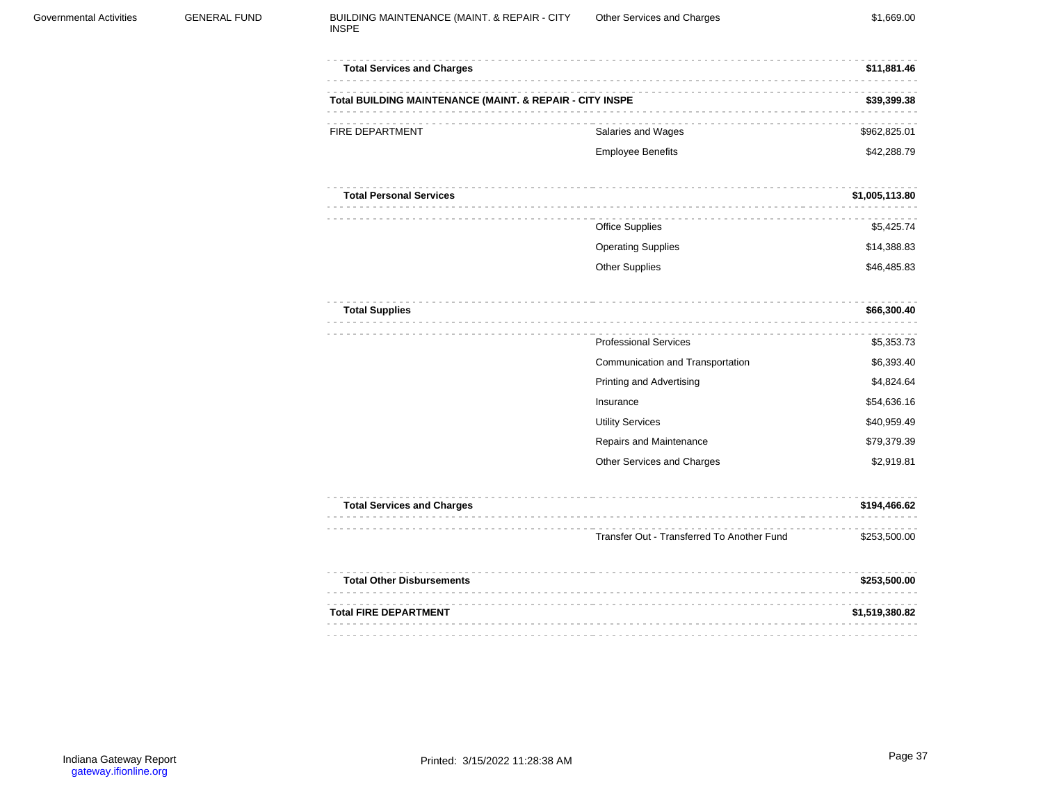| | | | | |
|---|---|---|---|---|
| Governmental Activities | GENERAL FUND | BUILDING MAINTENANCE (MAINT. & REPAIR - CITY INSPE | Other Services and Charges | $1,669.00 |
| | | **Total Services and Charges** | | **$11,881.46** |
| | | **Total BUILDING MAINTENANCE (MAINT. & REPAIR - CITY INSPE** | | **$39,399.38** |
| | | FIRE DEPARTMENT | Salaries and Wages | $962,825.01 |
| | | | Employee Benefits | $42,288.79 |
| | | **Total Personal Services** | | **$1,005,113.80** |
| | | | Office Supplies | $5,425.74 |
| | | | Operating Supplies | $14,388.83 |
| | | | Other Supplies | $46,485.83 |
| | | **Total Supplies** | | **$66,300.40** |
| | | | Professional Services | $5,353.73 |
| | | | Communication and Transportation | $6,393.40 |
| | | | Printing and Advertising | $4,824.64 |
| | | | Insurance | $54,636.16 |
| | | | Utility Services | $40,959.49 |
| | | | Repairs and Maintenance | $79,379.39 |
| | | | Other Services and Charges | $2,919.81 |
| | | **Total Services and Charges** | | **$194,466.62** |
| | | | Transfer Out - Transferred To Another Fund | $253,500.00 |
| | | **Total Other Disbursements** | | **$253,500.00** |
| | | **Total FIRE DEPARTMENT** | | **$1,519,380.82** |

Indiana Gateway Report
gateway.ifionline.org

Printed: 3/15/2022 11:28:38 AM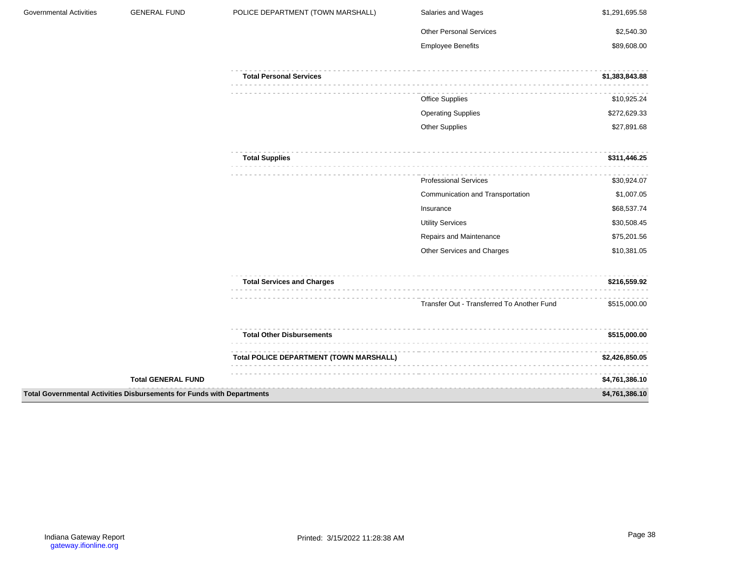| | | | | |
|---|---|---|---|---|
| Governmental Activities | GENERAL FUND | POLICE DEPARTMENT (TOWN MARSHALL) | Salaries and Wages | $1,291,695.58 |
| | | | Other Personal Services | $2,540.30 |
| | | | Employee Benefits | $89,608.00 |
| | | **Total Personal Services** | | **$1,383,843.88** |
| | | | Office Supplies | $10,925.24 |
| | | | Operating Supplies | $272,629.33 |
| | | | Other Supplies | $27,891.68 |
| | | **Total Supplies** | | **$311,446.25** |
| | | | Professional Services | $30,924.07 |
| | | | Communication and Transportation | $1,007.05 |
| | | | Insurance | $68,537.74 |
| | | | Utility Services | $30,508.45 |
| | | | Repairs and Maintenance | $75,201.56 |
| | | | Other Services and Charges | $10,381.05 |
| | | **Total Services and Charges** | | **$216,559.92** |
| | | | Transfer Out - Transferred To Another Fund | $515,000.00 |
| | | **Total Other Disbursements** | | **$515,000.00** |
| | | **Total POLICE DEPARTMENT (TOWN MARSHALL)** | | **$2,426,850.05** |
| | **Total GENERAL FUND** | | | **$4,761,386.10** |
| **Total Governmental Activities Disbursements for Funds with Departments** | | | | **$4,761,386.10** |

Indiana Gateway Report
gateway.ifionline.org

Printed: 3/15/2022 11:28:38 AM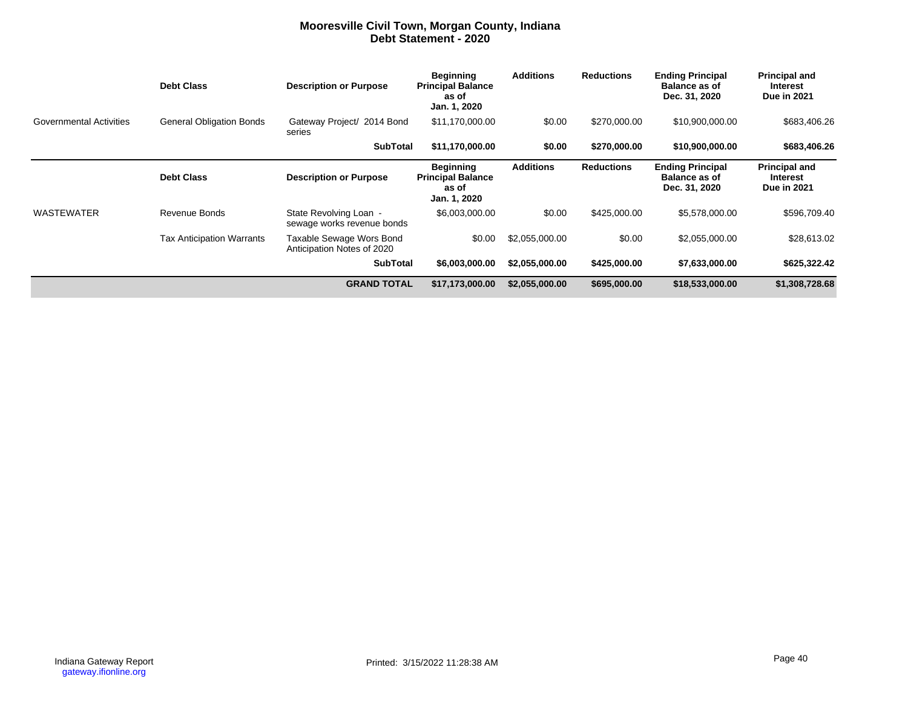# Mooresville Civil Town, Morgan County, Indiana
## Debt Statement - 2020

| | Debt Class | Description or Purpose | Beginning Principal Balance as of Jan. 1, 2020 | Additions | Reductions | Ending Principal Balance as of Dec. 31, 2020 | Principal and Interest Due in 2021 |
|---|---|---|---|---|---|---|---|
| Governmental Activities | General Obligation Bonds | Gateway Project/ 2014 Bond series | $11,170,000.00 | $0.00 | $270,000.00 | $10,900,000.00 | $683,406.26 |
| | | **SubTotal** | **$11,170,000.00** | **$0.00** | **$270,000.00** | **$10,900,000.00** | **$683,406.26** |

| | Debt Class | Description or Purpose | Beginning Principal Balance as of Jan. 1, 2020 | Additions | Reductions | Ending Principal Balance as of Dec. 31, 2020 | Principal and Interest Due in 2021 |
|---|---|---|---|---|---|---|---|
| WASTEWATER | Revenue Bonds | State Revolving Loan - sewage works revenue bonds | $6,003,000.00 | $0.00 | $425,000.00 | $5,578,000.00 | $596,709.40 |
| | Tax Anticipation Warrants | Taxable Sewage Wors Bond Anticipation Notes of 2020 | $0.00 | $2,055,000.00 | $0.00 | $2,055,000.00 | $28,613.02 |
| | | **SubTotal** | **$6,003,000.00** | **$2,055,000.00** | **$425,000.00** | **$7,633,000.00** | **$625,322.42** |
| | | **GRAND TOTAL** | **$17,173,000.00** | **$2,055,000.00** | **$695,000.00** | **$18,533,000.00** | **$1,308,728.68** |

Indiana Gateway Report
gateway.ifionline.org

Printed: 3/15/2022 11:28:38 AM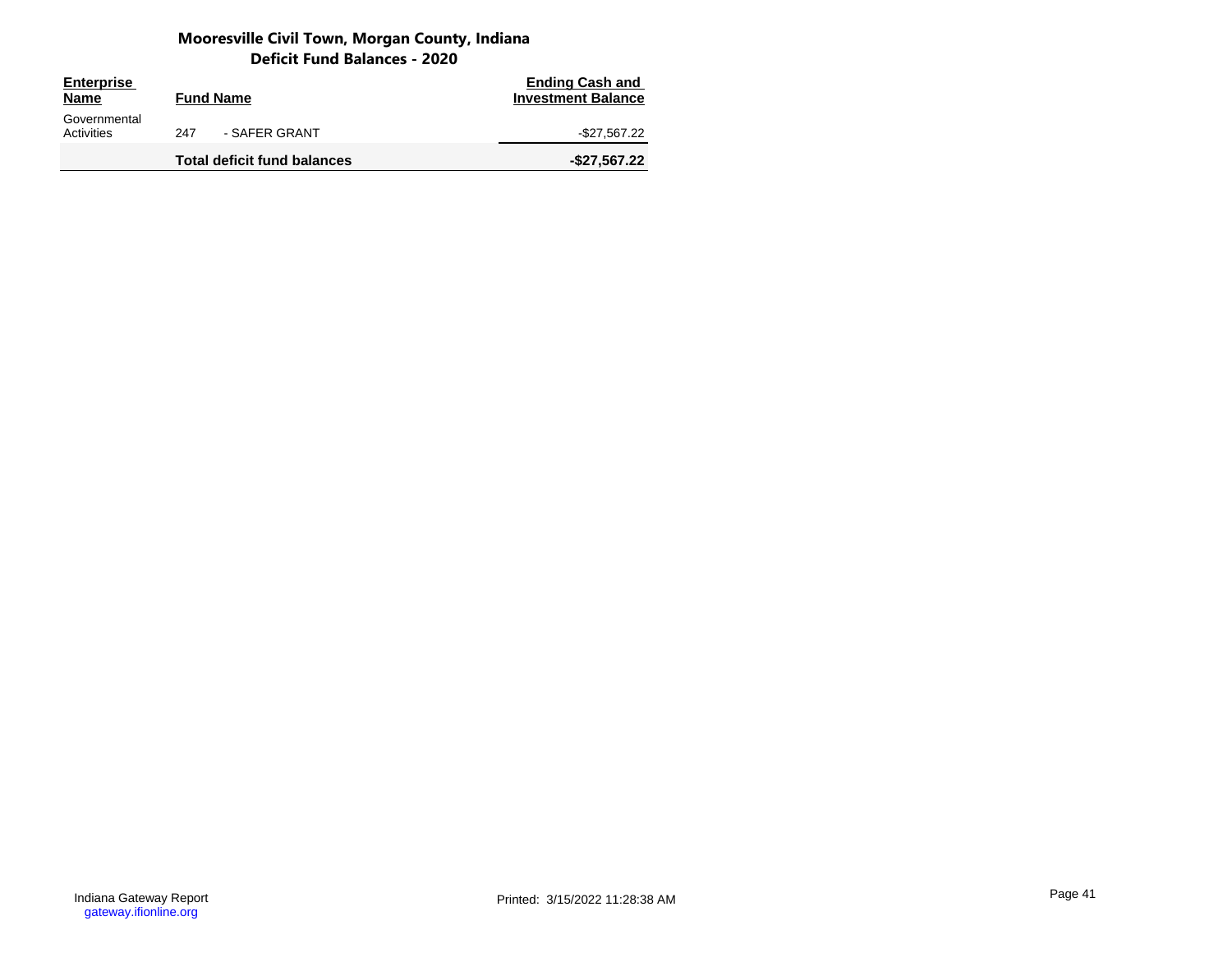# Mooresville Civil Town, Morgan County, Indiana

## Deficit Fund Balances - 2020

| Enterprise Name | Fund Name | Ending Cash and Investment Balance |
|---|---|---|
| Governmental Activities | 247 - SAFER GRANT | -$27,567.22 |
| | **Total deficit fund balances** | **-$27,567.22** |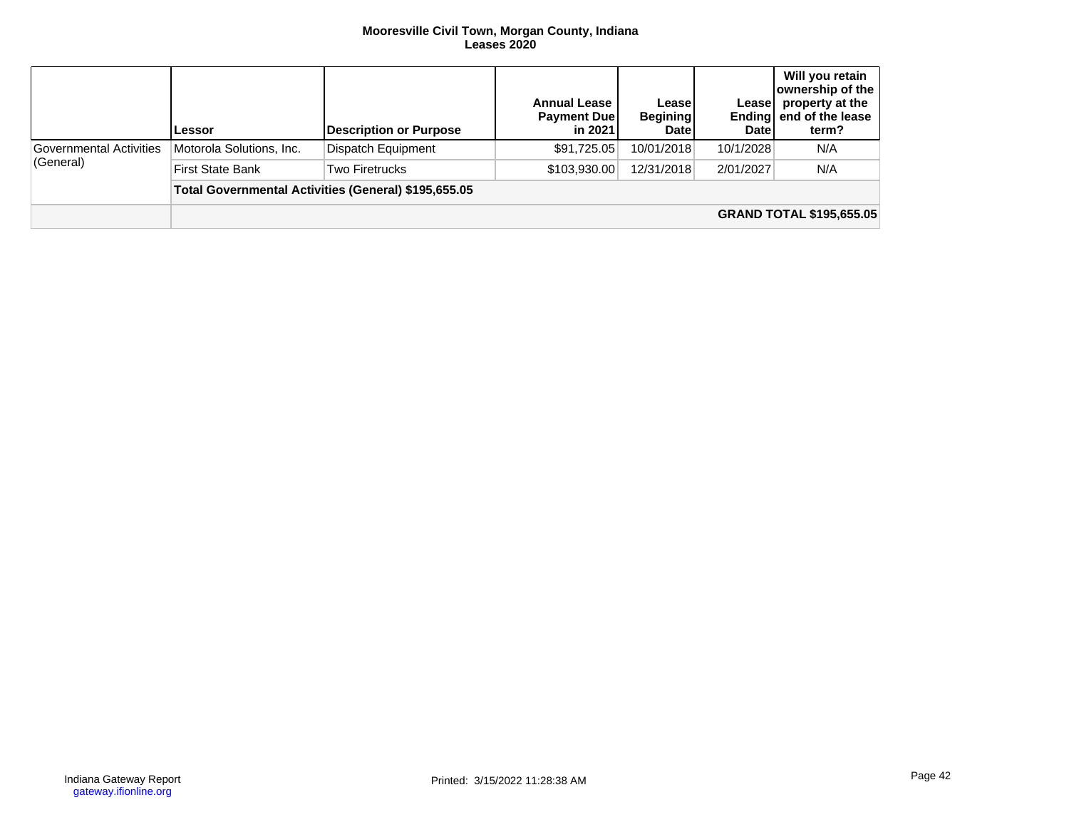**Mooresville Civil Town, Morgan County, Indiana**
**Leases 2020**

| | Lessor | Description or Purpose | Annual Lease Payment Due in 2021 | Lease Begining Date | Lease Ending Date | Will you retain ownership of the property at the end of the lease term? |
|---|---|---|---|---|---|---|
| Governmental Activities (General) | Motorola Solutions, Inc. | Dispatch Equipment | $91,725.05 | 10/01/2018 | 10/1/2028 | N/A |
| | First State Bank | Two Firetrucks | $103,930.00 | 12/31/2018 | 2/01/2027 | N/A |
| | **Total Governmental Activities (General) $195,655.05** | | | | | |
| | | | | | | **GRAND TOTAL $195,655.05** |

Indiana Gateway Report
gateway.ifionline.org

Printed: 3/15/2022 11:28:38 AM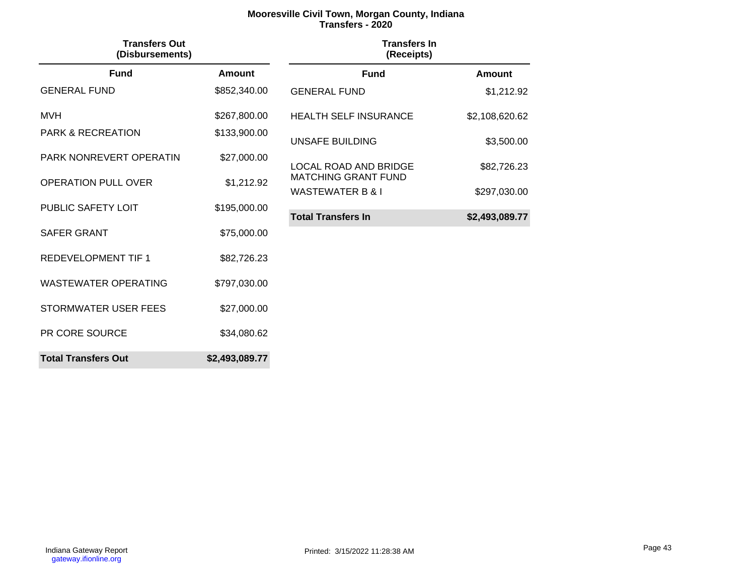# Mooresville Civil Town, Morgan County, Indiana
## Transfers - 2020

### Transfers Out (Disbursements)

| Fund | Amount |
|---|---|
| GENERAL FUND | $852,340.00 |
| MVH | $267,800.00 |
| PARK & RECREATION | $133,900.00 |
| PARK NONREVERT OPERATIN | $27,000.00 |
| OPERATION PULL OVER | $1,212.92 |
| PUBLIC SAFETY LOIT | $195,000.00 |
| SAFER GRANT | $75,000.00 |
| REDEVELOPMENT TIF 1 | $82,726.23 |
| WASTEWATER OPERATING | $797,030.00 |
| STORMWATER USER FEES | $27,000.00 |
| PR CORE SOURCE | $34,080.62 |
| **Total Transfers Out** | **$2,493,089.77** |

### Transfers In (Receipts)

| Fund | Amount |
|---|---|
| GENERAL FUND | $1,212.92 |
| HEALTH SELF INSURANCE | $2,108,620.62 |
| UNSAFE BUILDING | $3,500.00 |
| LOCAL ROAD AND BRIDGE MATCHING GRANT FUND | $82,726.23 |
| WASTEWATER B & I | $297,030.00 |
| **Total Transfers In** | **$2,493,089.77** |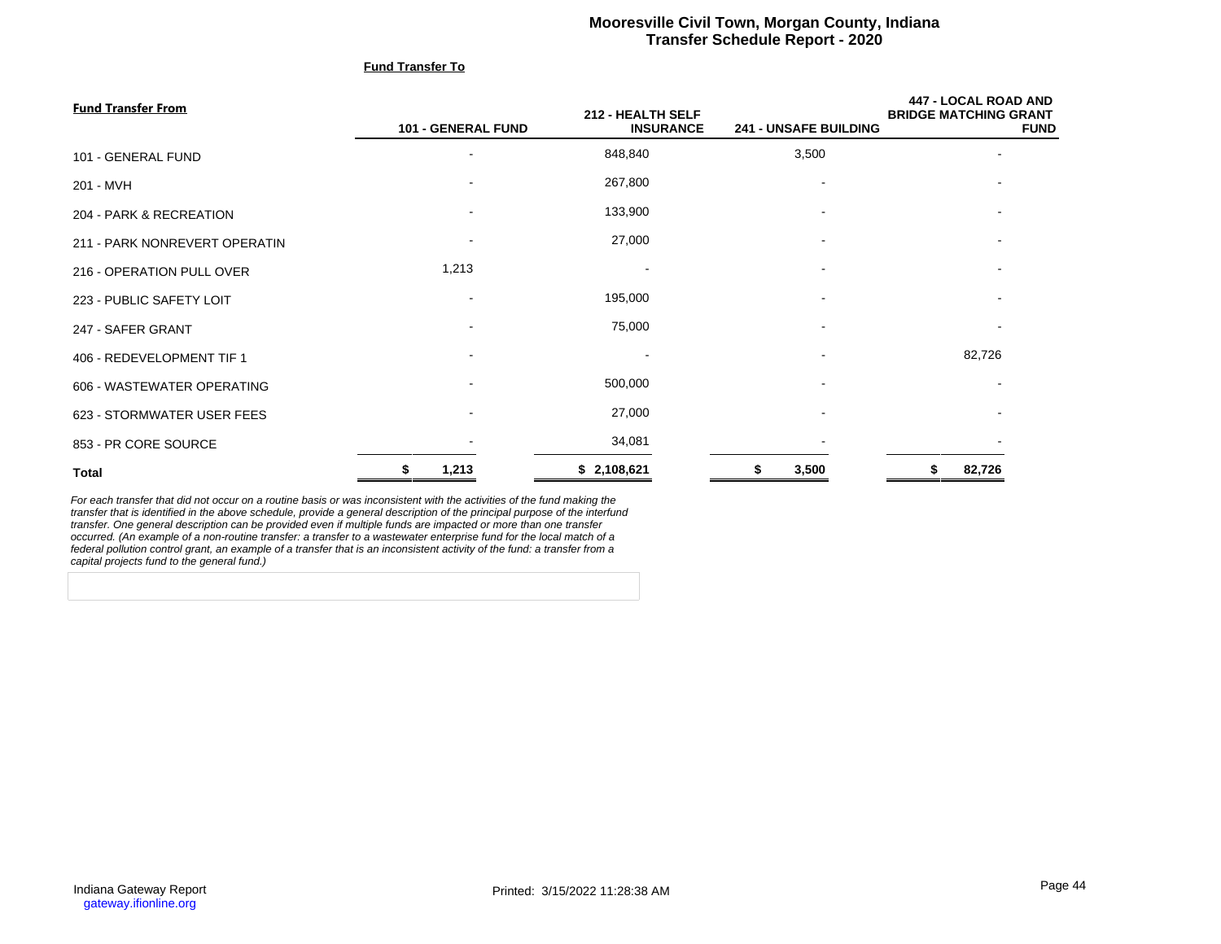# Mooresville Civil Town, Morgan County, Indiana
## Transfer Schedule Report - 2020

**Fund Transfer To**

| **Fund Transfer From** | **101 - GENERAL FUND** | **212 - HEALTH SELF INSURANCE** | **241 - UNSAFE BUILDING** | **447 - LOCAL ROAD AND BRIDGE MATCHING GRANT FUND** |
|---|---|---|---|---|
| 101 - GENERAL FUND | - | 848,840 | 3,500 | - |
| 201 - MVH | - | 267,800 | - | - |
| 204 - PARK & RECREATION | - | 133,900 | - | - |
| 211 - PARK NONREVERT OPERATIN | - | 27,000 | - | - |
| 216 - OPERATION PULL OVER | 1,213 | - | - | - |
| 223 - PUBLIC SAFETY LOIT | - | 195,000 | - | - |
| 247 - SAFER GRANT | - | 75,000 | - | - |
| 406 - REDEVELOPMENT TIF 1 | - | - | - | 82,726 |
| 606 - WASTEWATER OPERATING | - | 500,000 | - | - |
| 623 - STORMWATER USER FEES | - | 27,000 | - | - |
| 853 - PR CORE SOURCE | - | 34,081 | - | - |
| **Total** | **$ 1,213** | **$ 2,108,621** | **$ 3,500** | **$ 82,726** |

*For each transfer that did not occur on a routine basis or was inconsistent with the activities of the fund making the transfer that is identified in the above schedule, provide a general description of the principal purpose of the interfund transfer. One general description can be provided even if multiple funds are impacted or more than one transfer occurred. (An example of a non-routine transfer: a transfer to a wastewater enterprise fund for the local match of a federal pollution control grant, an example of a transfer that is an inconsistent activity of the fund: a transfer from a capital projects fund to the general fund.)*

Indiana Gateway Report
gateway.ifionline.org

Printed: 3/15/2022 11:28:38 AM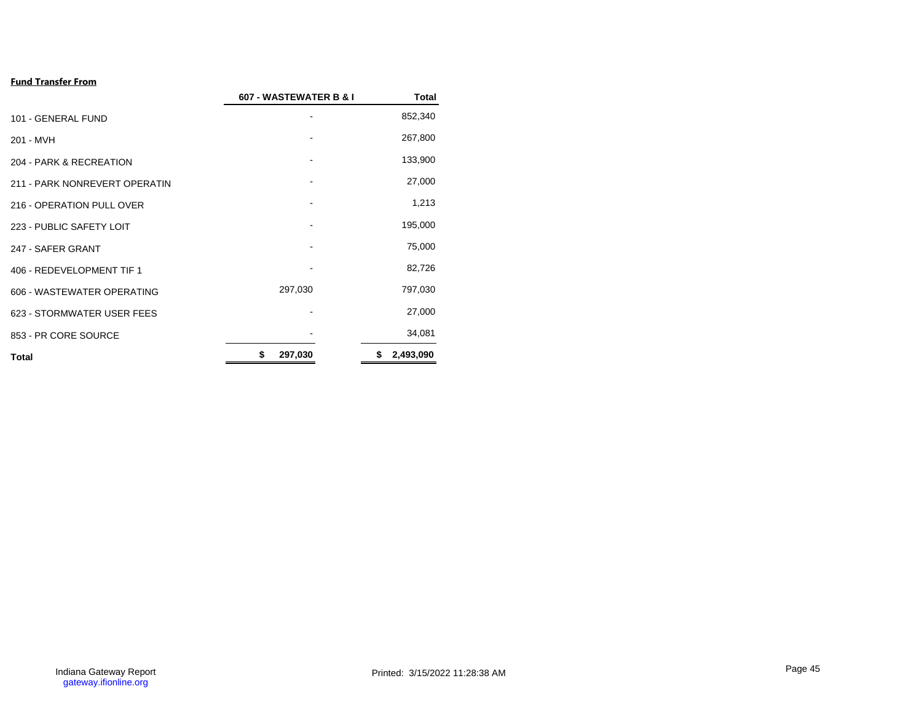**Fund Transfer From**

| | 607 - WASTEWATER B & I | Total |
|---|---|---|
| 101 - GENERAL FUND | - | 852,340 |
| 201 - MVH | - | 267,800 |
| 204 - PARK & RECREATION | - | 133,900 |
| 211 - PARK NONREVERT OPERATIN | - | 27,000 |
| 216 - OPERATION PULL OVER | - | 1,213 |
| 223 - PUBLIC SAFETY LOIT | - | 195,000 |
| 247 - SAFER GRANT | - | 75,000 |
| 406 - REDEVELOPMENT TIF 1 | - | 82,726 |
| 606 - WASTEWATER OPERATING | 297,030 | 797,030 |
| 623 - STORMWATER USER FEES | - | 27,000 |
| 853 - PR CORE SOURCE | - | 34,081 |
| **Total** | **$ 297,030** | **$ 2,493,090** |

Indiana Gateway Report
gateway.ifionline.org

Printed: 3/15/2022 11:28:38 AM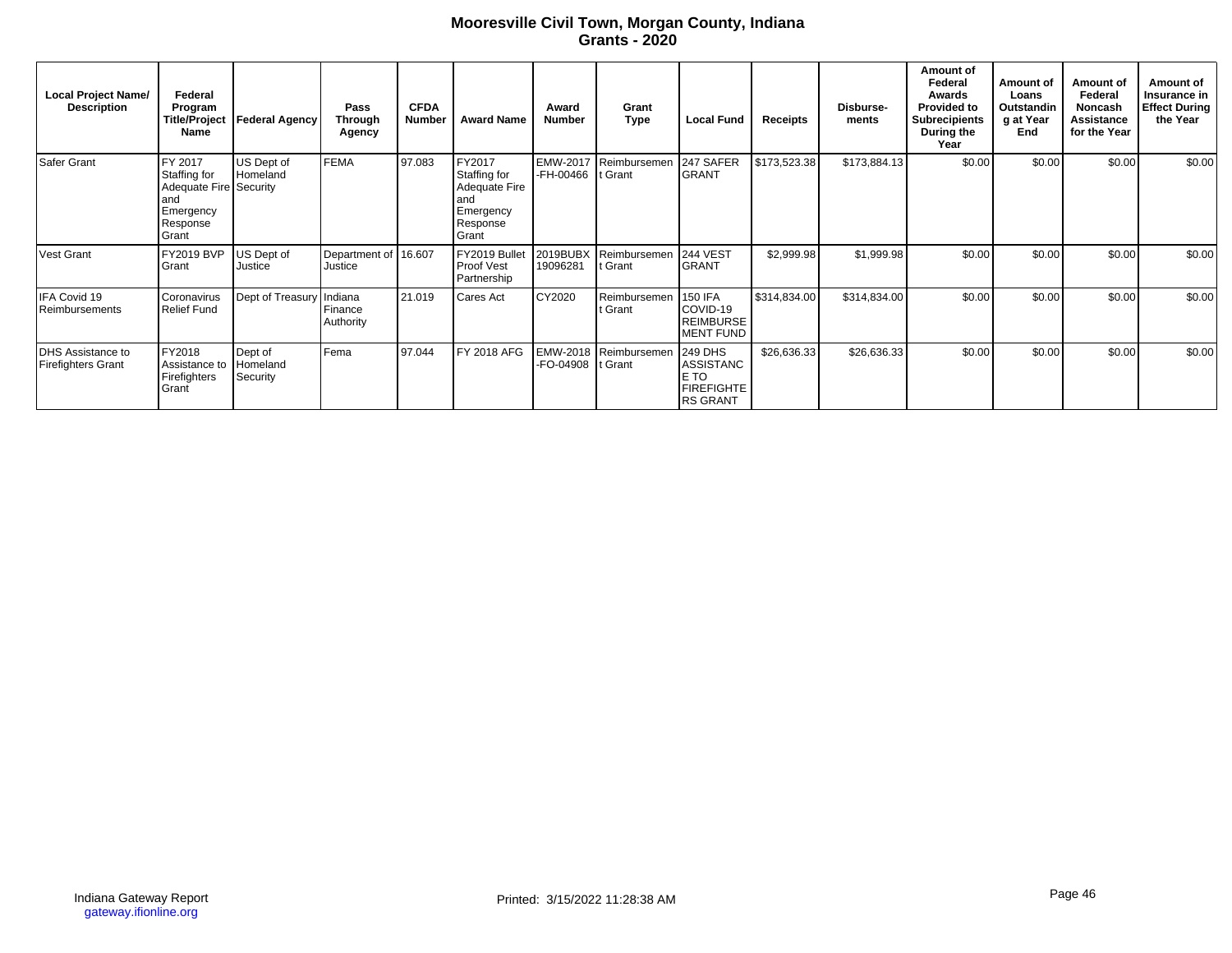# Mooresville Civil Town, Morgan County, Indiana
## Grants - 2020

| Local Project Name/ Description | Federal Program Title/Project Name | Federal Agency | Pass Through Agency | CFDA Number | Award Name | Award Number | Grant Type | Local Fund | Receipts | Disburse-ments | Amount of Federal Awards Provided to Subrecipients During the Year | Amount of Loans Outstanding at Year End | Amount of Federal Noncash Assistance for the Year | Amount of Insurance in Effect During the Year |
|---|---|---|---|---|---|---|---|---|---|---|---|---|---|---|
| Safer Grant | FY 2017 Staffing for Adequate Fire and Emergency Response Grant | US Dept of Homeland Security | FEMA | 97.083 | FY2017 Staffing for Adequate Fire and Emergency Response Grant | EMW-2017-FH-00466 | Reimbursement Grant | 247 SAFER GRANT | $173,523.38 | $173,884.13 | $0.00 | $0.00 | $0.00 | $0.00 |
| Vest Grant | FY2019 BVP Grant | US Dept of Justice | Department of Justice | 16.607 | FY2019 Bullet Proof Vest Partnership | 2019BUBX 19096281 | Reimbursement Grant | 244 VEST GRANT | $2,999.98 | $1,999.98 | $0.00 | $0.00 | $0.00 | $0.00 |
| IFA Covid 19 Reimbursements | Coronavirus Relief Fund | Dept of Treasury | Indiana Finance Authority | 21.019 | Cares Act | CY2020 | Reimbursement Grant | 150 IFA COVID-19 REIMBURSEMENT FUND | $314,834.00 | $314,834.00 | $0.00 | $0.00 | $0.00 | $0.00 |
| DHS Assistance to Firefighters Grant | FY2018 Assistance to Firefighters Grant | Dept of Homeland Security | Fema | 97.044 | FY 2018 AFG | EMW-2018-FO-04908 | Reimbursement Grant | 249 DHS ASSISTANCE TO FIREFIGHTERS GRANT | $26,636.33 | $26,636.33 | $0.00 | $0.00 | $0.00 | $0.00 |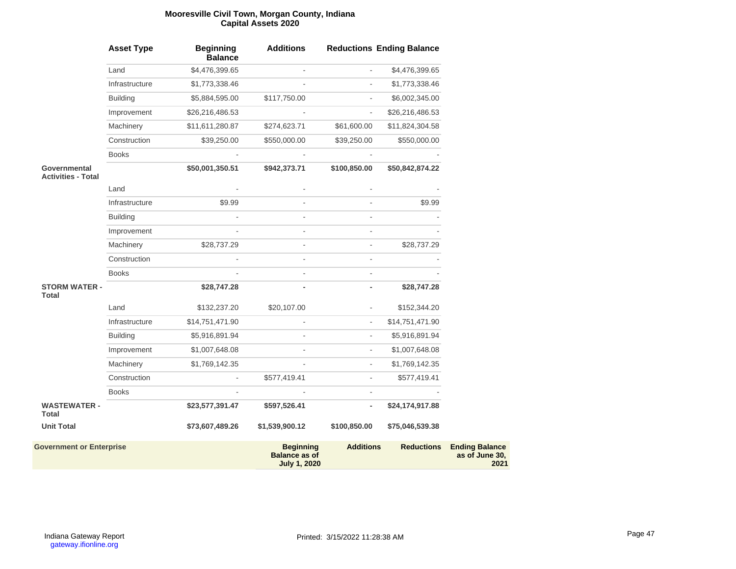# Mooresville Civil Town, Morgan County, Indiana
## Capital Assets 2020

| | Asset Type | Beginning Balance | Additions | Reductions | Ending Balance |
|---|---|---|---|---|---|
| | Land | $4,476,399.65 | - | - | $4,476,399.65 |
| | Infrastructure | $1,773,338.46 | - | - | $1,773,338.46 |
| | Building | $5,884,595.00 | $117,750.00 | - | $6,002,345.00 |
| | Improvement | $26,216,486.53 | - | - | $26,216,486.53 |
| | Machinery | $11,611,280.87 | $274,623.71 | $61,600.00 | $11,824,304.58 |
| | Construction | $39,250.00 | $550,000.00 | $39,250.00 | $550,000.00 |
| | Books | - | - | - | - |
| **Governmental Activities - Total** | | **$50,001,350.51** | **$942,373.71** | **$100,850.00** | **$50,842,874.22** |
| | Land | - | - | - | - |
| | Infrastructure | $9.99 | - | - | $9.99 |
| | Building | - | - | - | - |
| | Improvement | - | - | - | - |
| | Machinery | $28,737.29 | - | - | $28,737.29 |
| | Construction | - | - | - | - |
| | Books | - | - | - | - |
| **STORM WATER - Total** | | **$28,747.28** | **-** | **-** | **$28,747.28** |
| | Land | $132,237.20 | $20,107.00 | - | $152,344.20 |
| | Infrastructure | $14,751,471.90 | - | - | $14,751,471.90 |
| | Building | $5,916,891.94 | - | - | $5,916,891.94 |
| | Improvement | $1,007,648.08 | - | - | $1,007,648.08 |
| | Machinery | $1,769,142.35 | - | - | $1,769,142.35 |
| | Construction | - | $577,419.41 | - | $577,419.41 |
| | Books | - | - | - | - |
| **WASTEWATER - Total** | | **$23,577,391.47** | **$597,526.41** | **-** | **$24,174,917.88** |
| **Unit Total** | | **$73,607,489.26** | **$1,539,900.12** | **$100,850.00** | **$75,046,539.38** |

| Government or Enterprise | Beginning Balance as of July 1, 2020 | Additions | Reductions | Ending Balance as of June 30, 2021 |
|---|---|---|---|---|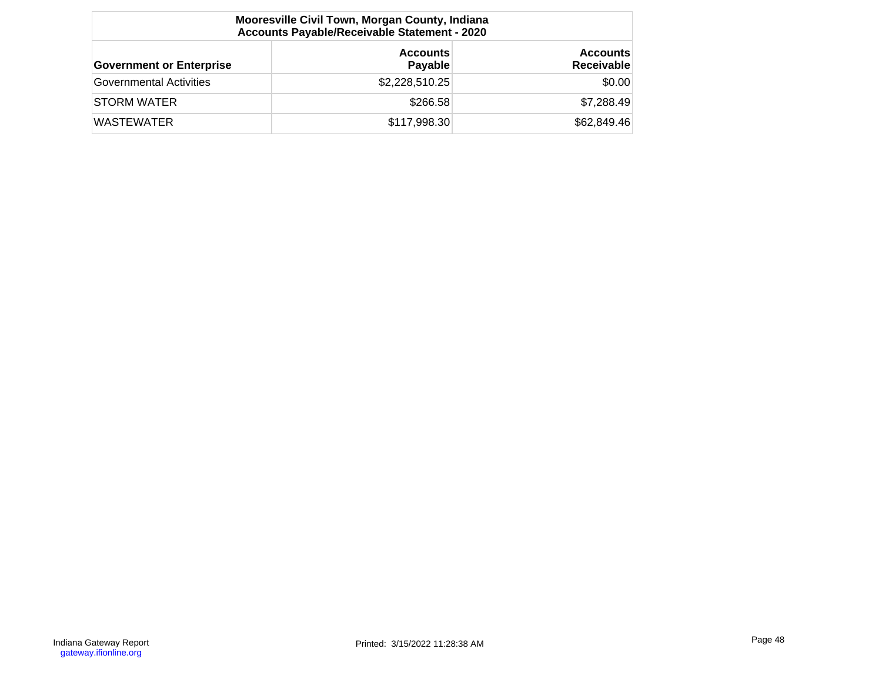**Mooresville Civil Town, Morgan County, Indiana**
**Accounts Payable/Receivable Statement - 2020**

| Government or Enterprise | Accounts Payable | Accounts Receivable |
|---|---:|---:|
| Governmental Activities | $2,228,510.25 | $0.00 |
| STORM WATER | $266.58 | $7,288.49 |
| WASTEWATER | $117,998.30 | $62,849.46 |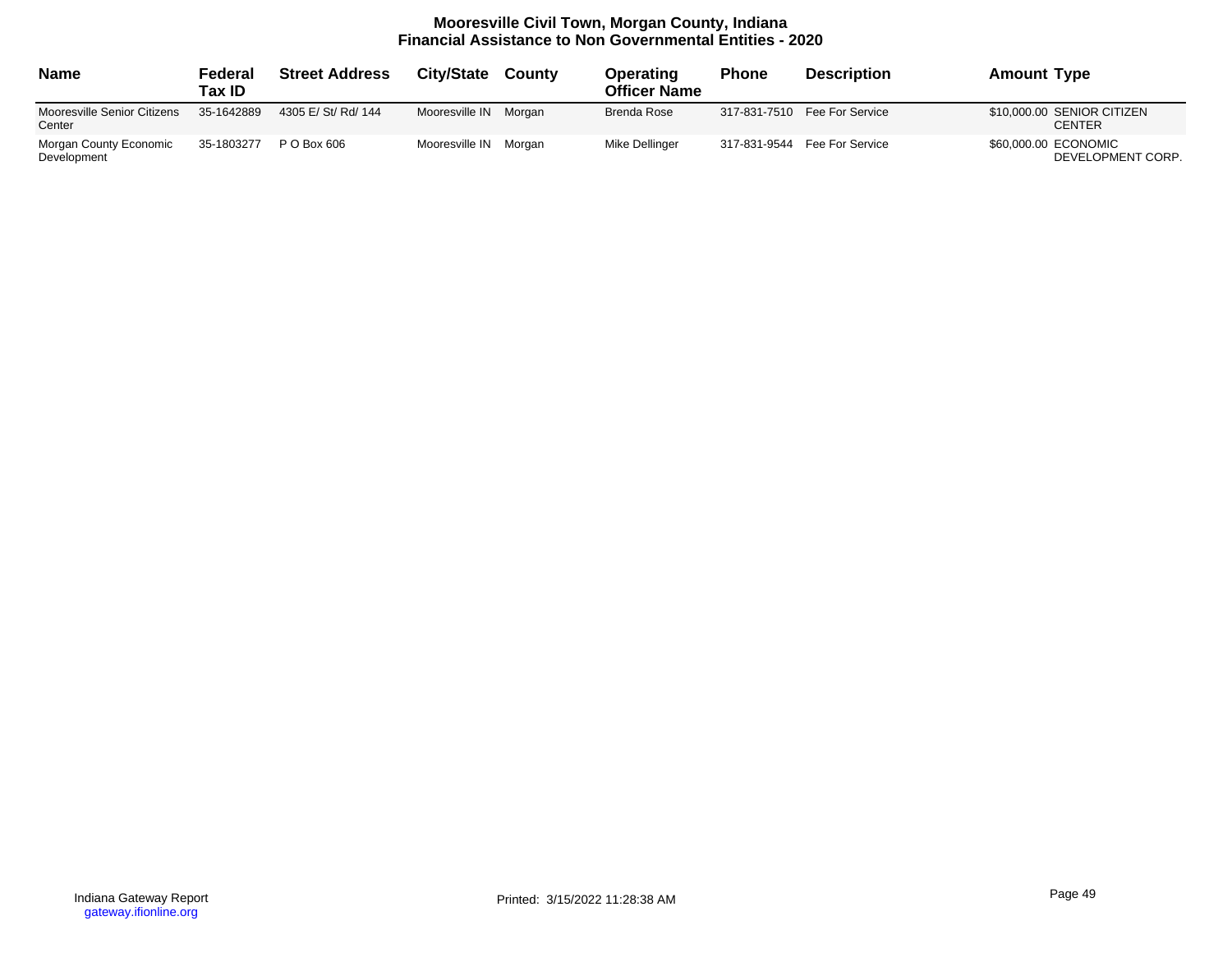# Mooresville Civil Town, Morgan County, Indiana
## Financial Assistance to Non Governmental Entities - 2020

| Name | Federal Tax ID | Street Address | City/State | County | Operating Officer Name | Phone | Description | Amount | Type |
|---|---|---|---|---|---|---|---|---|---|
| Mooresville Senior Citizens Center | 35-1642889 | 4305 E/ St/ Rd/ 144 | Mooresville IN | Morgan | Brenda Rose | 317-831-7510 | Fee For Service | $10,000.00 | SENIOR CITIZEN CENTER |
| Morgan County Economic Development | 35-1803277 | P O Box 606 | Mooresville IN | Morgan | Mike Dellinger | 317-831-9544 | Fee For Service | $60,000.00 | ECONOMIC DEVELOPMENT CORP. |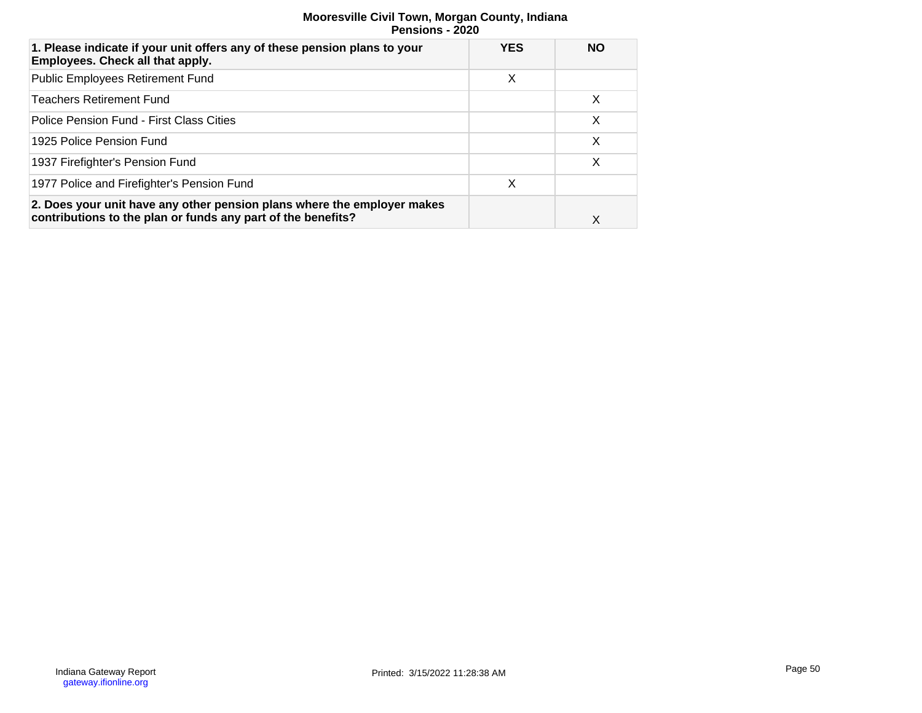**Mooresville Civil Town, Morgan County, Indiana**
**Pensions - 2020**

| 1. Please indicate if your unit offers any of these pension plans to your Employees. Check all that apply. | YES | NO |
|---|---|---|
| Public Employees Retirement Fund | X | |
| Teachers Retirement Fund | | X |
| Police Pension Fund - First Class Cities | | X |
| 1925 Police Pension Fund | | X |
| 1937 Firefighter's Pension Fund | | X |
| 1977 Police and Firefighter's Pension Fund | X | |
| **2. Does your unit have any other pension plans where the employer makes contributions to the plan or funds any part of the benefits?** | | X |